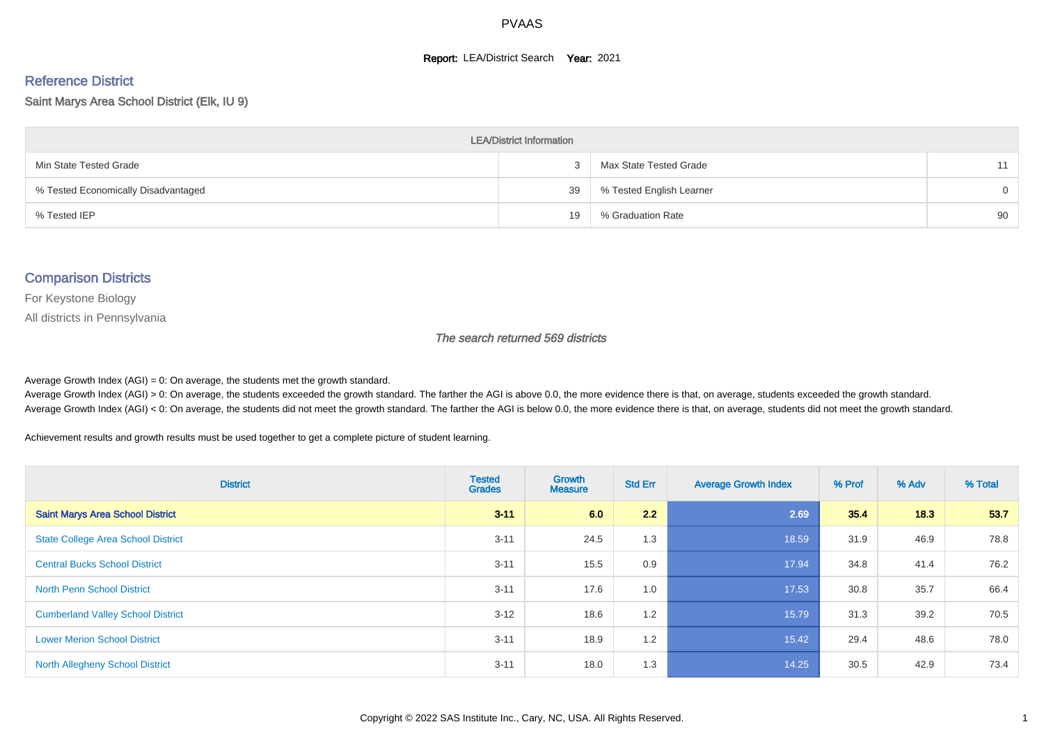# PVAAS

**Report:** LEA/District Search **Year:** 2021

## Reference District

**Saint Marys Area School District (Elk, IU 9)**

| LEA/District Information | | | |
|---|---|---|---|
| Min State Tested Grade | 3 | Max State Tested Grade | 11 |
| % Tested Economically Disadvantaged | 39 | % Tested English Learner | 0 |
| % Tested IEP | 19 | % Graduation Rate | 90 |

## Comparison Districts

For Keystone Biology

All districts in Pennsylvania

*The search returned 569 districts*

Average Growth Index (AGI) = 0: On average, the students met the growth standard.

Average Growth Index (AGI) > 0: On average, the students exceeded the growth standard. The farther the AGI is above 0.0, the more evidence there is that, on average, students exceeded the growth standard.

Average Growth Index (AGI) < 0: On average, the students did not meet the growth standard. The farther the AGI is below 0.0, the more evidence there is that, on average, students did not meet the growth standard.

Achievement results and growth results must be used together to get a complete picture of student learning.

| District | Tested Grades | Growth Measure | Std Err | Average Growth Index | % Prof | % Adv | % Total |
|---|---|---|---|---|---|---|---|
| **Saint Marys Area School District** | **3-11** | **6.0** | **2.2** | **2.69** | **35.4** | **18.3** | **53.7** |
| State College Area School District | 3-11 | 24.5 | 1.3 | 18.59 | 31.9 | 46.9 | 78.8 |
| Central Bucks School District | 3-11 | 15.5 | 0.9 | 17.94 | 34.8 | 41.4 | 76.2 |
| North Penn School District | 3-11 | 17.6 | 1.0 | 17.53 | 30.8 | 35.7 | 66.4 |
| Cumberland Valley School District | 3-12 | 18.6 | 1.2 | 15.79 | 31.3 | 39.2 | 70.5 |
| Lower Merion School District | 3-11 | 18.9 | 1.2 | 15.42 | 29.4 | 48.6 | 78.0 |
| North Allegheny School District | 3-11 | 18.0 | 1.3 | 14.25 | 30.5 | 42.9 | 73.4 |

Copyright © 2022 SAS Institute Inc., Cary, NC, USA. All Rights Reserved.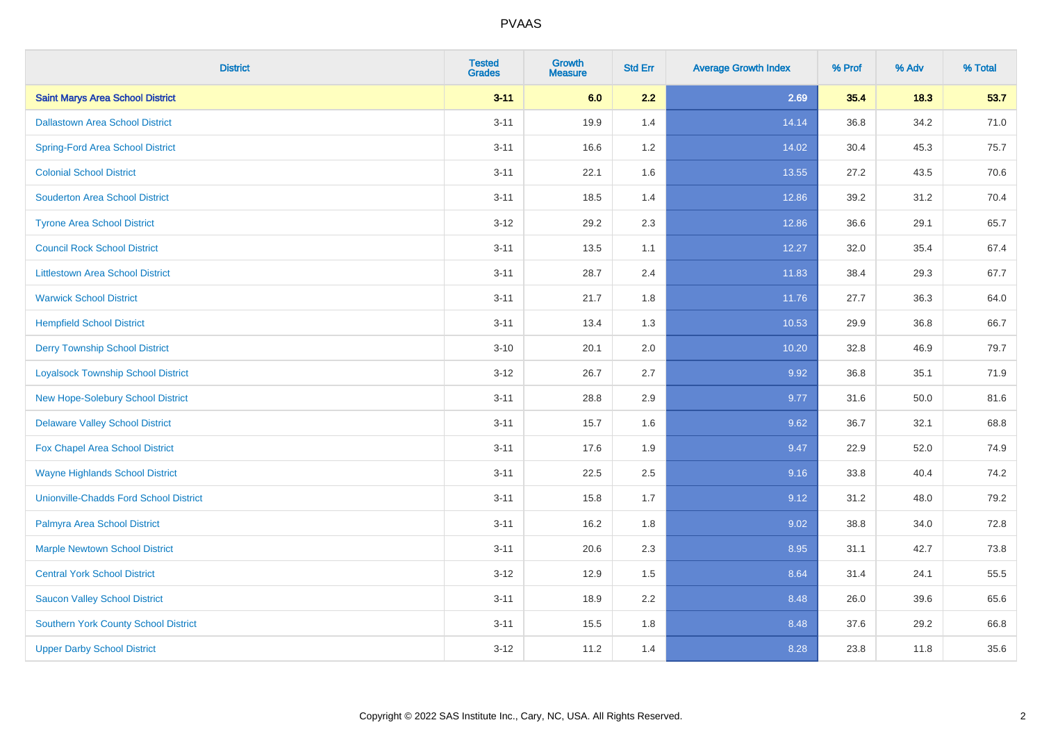# PVAAS

| District | Tested Grades | Growth Measure | Std Err | Average Growth Index | % Prof | % Adv | % Total |
|---|---|---|---|---|---|---|---|
| **Saint Marys Area School District** | **3-11** | **6.0** | **2.2** | **2.69** | **35.4** | **18.3** | **53.7** |
| Dallastown Area School District | 3-11 | 19.9 | 1.4 | 14.14 | 36.8 | 34.2 | 71.0 |
| Spring-Ford Area School District | 3-11 | 16.6 | 1.2 | 14.02 | 30.4 | 45.3 | 75.7 |
| Colonial School District | 3-11 | 22.1 | 1.6 | 13.55 | 27.2 | 43.5 | 70.6 |
| Souderton Area School District | 3-11 | 18.5 | 1.4 | 12.86 | 39.2 | 31.2 | 70.4 |
| Tyrone Area School District | 3-12 | 29.2 | 2.3 | 12.86 | 36.6 | 29.1 | 65.7 |
| Council Rock School District | 3-11 | 13.5 | 1.1 | 12.27 | 32.0 | 35.4 | 67.4 |
| Littlestown Area School District | 3-11 | 28.7 | 2.4 | 11.83 | 38.4 | 29.3 | 67.7 |
| Warwick School District | 3-11 | 21.7 | 1.8 | 11.76 | 27.7 | 36.3 | 64.0 |
| Hempfield School District | 3-11 | 13.4 | 1.3 | 10.53 | 29.9 | 36.8 | 66.7 |
| Derry Township School District | 3-10 | 20.1 | 2.0 | 10.20 | 32.8 | 46.9 | 79.7 |
| Loyalsock Township School District | 3-12 | 26.7 | 2.7 | 9.92 | 36.8 | 35.1 | 71.9 |
| New Hope-Solebury School District | 3-11 | 28.8 | 2.9 | 9.77 | 31.6 | 50.0 | 81.6 |
| Delaware Valley School District | 3-11 | 15.7 | 1.6 | 9.62 | 36.7 | 32.1 | 68.8 |
| Fox Chapel Area School District | 3-11 | 17.6 | 1.9 | 9.47 | 22.9 | 52.0 | 74.9 |
| Wayne Highlands School District | 3-11 | 22.5 | 2.5 | 9.16 | 33.8 | 40.4 | 74.2 |
| Unionville-Chadds Ford School District | 3-11 | 15.8 | 1.7 | 9.12 | 31.2 | 48.0 | 79.2 |
| Palmyra Area School District | 3-11 | 16.2 | 1.8 | 9.02 | 38.8 | 34.0 | 72.8 |
| Marple Newtown School District | 3-11 | 20.6 | 2.3 | 8.95 | 31.1 | 42.7 | 73.8 |
| Central York School District | 3-12 | 12.9 | 1.5 | 8.64 | 31.4 | 24.1 | 55.5 |
| Saucon Valley School District | 3-11 | 18.9 | 2.2 | 8.48 | 26.0 | 39.6 | 65.6 |
| Southern York County School District | 3-11 | 15.5 | 1.8 | 8.48 | 37.6 | 29.2 | 66.8 |
| Upper Darby School District | 3-12 | 11.2 | 1.4 | 8.28 | 23.8 | 11.8 | 35.6 |

Copyright © 2022 SAS Institute Inc., Cary, NC, USA. All Rights Reserved.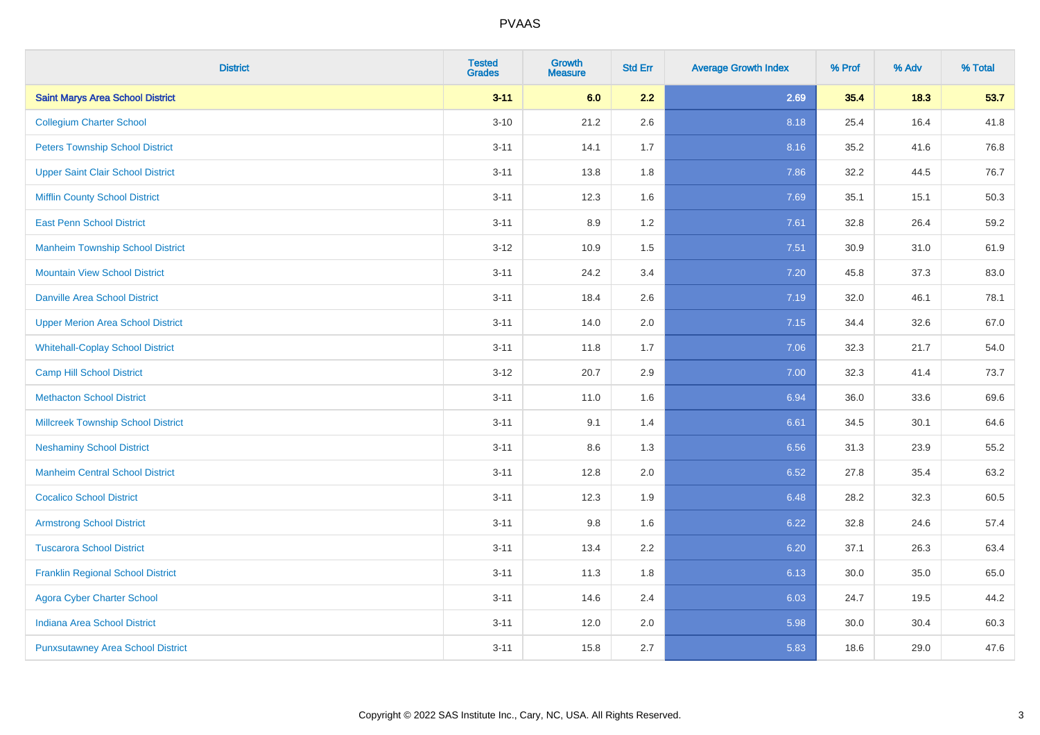| District | Tested Grades | Growth Measure | Std Err | Average Growth Index | % Prof | % Adv | % Total |
|---|---|---|---|---|---|---|---|
| **Saint Marys Area School District** | **3-11** | **6.0** | **2.2** | **2.69** | **35.4** | **18.3** | **53.7** |
| Collegium Charter School | 3-10 | 21.2 | 2.6 | 8.18 | 25.4 | 16.4 | 41.8 |
| Peters Township School District | 3-11 | 14.1 | 1.7 | 8.16 | 35.2 | 41.6 | 76.8 |
| Upper Saint Clair School District | 3-11 | 13.8 | 1.8 | 7.86 | 32.2 | 44.5 | 76.7 |
| Mifflin County School District | 3-11 | 12.3 | 1.6 | 7.69 | 35.1 | 15.1 | 50.3 |
| East Penn School District | 3-11 | 8.9 | 1.2 | 7.61 | 32.8 | 26.4 | 59.2 |
| Manheim Township School District | 3-12 | 10.9 | 1.5 | 7.51 | 30.9 | 31.0 | 61.9 |
| Mountain View School District | 3-11 | 24.2 | 3.4 | 7.20 | 45.8 | 37.3 | 83.0 |
| Danville Area School District | 3-11 | 18.4 | 2.6 | 7.19 | 32.0 | 46.1 | 78.1 |
| Upper Merion Area School District | 3-11 | 14.0 | 2.0 | 7.15 | 34.4 | 32.6 | 67.0 |
| Whitehall-Coplay School District | 3-11 | 11.8 | 1.7 | 7.06 | 32.3 | 21.7 | 54.0 |
| Camp Hill School District | 3-12 | 20.7 | 2.9 | 7.00 | 32.3 | 41.4 | 73.7 |
| Methacton School District | 3-11 | 11.0 | 1.6 | 6.94 | 36.0 | 33.6 | 69.6 |
| Millcreek Township School District | 3-11 | 9.1 | 1.4 | 6.61 | 34.5 | 30.1 | 64.6 |
| Neshaminy School District | 3-11 | 8.6 | 1.3 | 6.56 | 31.3 | 23.9 | 55.2 |
| Manheim Central School District | 3-11 | 12.8 | 2.0 | 6.52 | 27.8 | 35.4 | 63.2 |
| Cocalico School District | 3-11 | 12.3 | 1.9 | 6.48 | 28.2 | 32.3 | 60.5 |
| Armstrong School District | 3-11 | 9.8 | 1.6 | 6.22 | 32.8 | 24.6 | 57.4 |
| Tuscarora School District | 3-11 | 13.4 | 2.2 | 6.20 | 37.1 | 26.3 | 63.4 |
| Franklin Regional School District | 3-11 | 11.3 | 1.8 | 6.13 | 30.0 | 35.0 | 65.0 |
| Agora Cyber Charter School | 3-11 | 14.6 | 2.4 | 6.03 | 24.7 | 19.5 | 44.2 |
| Indiana Area School District | 3-11 | 12.0 | 2.0 | 5.98 | 30.0 | 30.4 | 60.3 |
| Punxsutawney Area School District | 3-11 | 15.8 | 2.7 | 5.83 | 18.6 | 29.0 | 47.6 |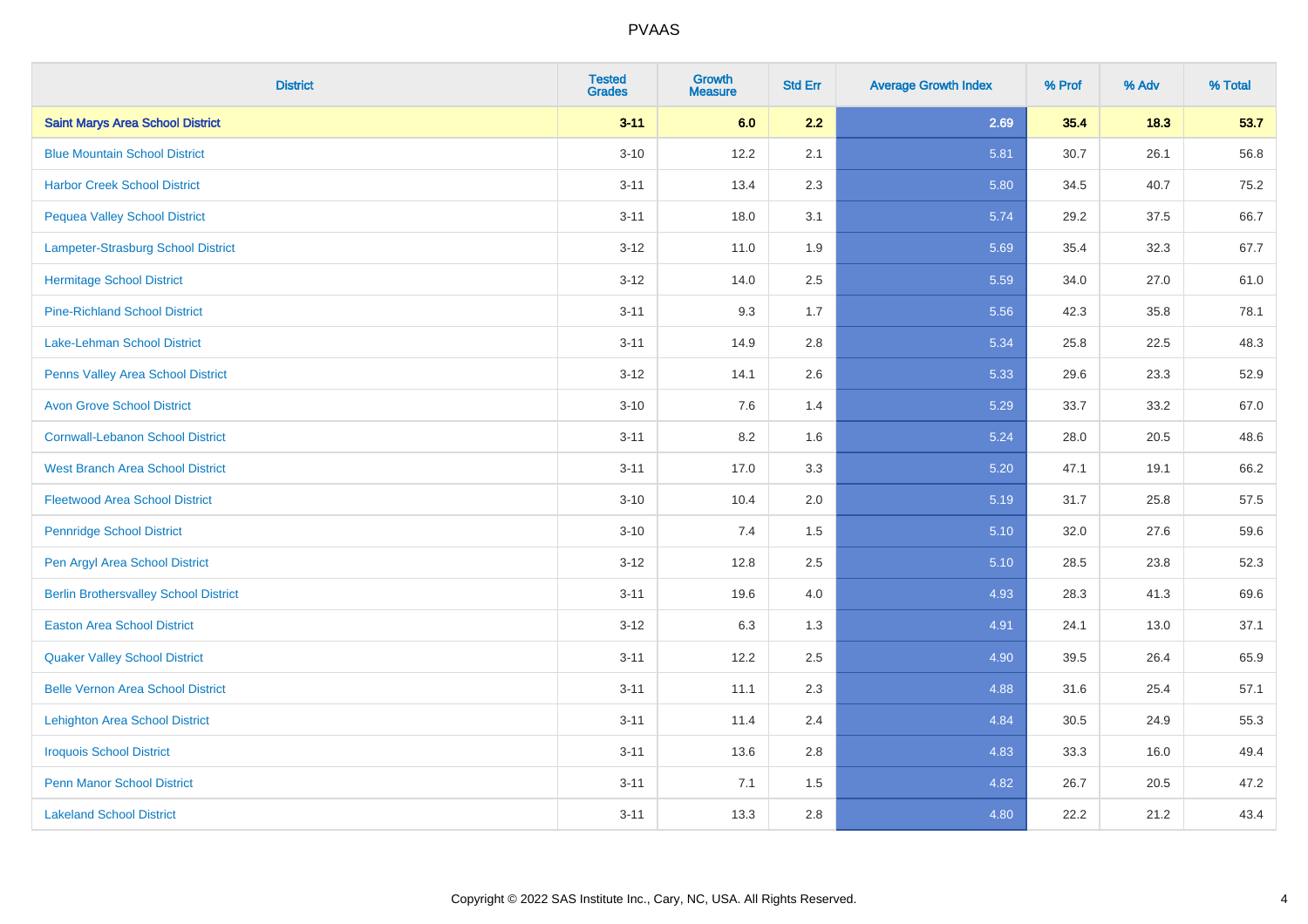| District | Tested Grades | Growth Measure | Std Err | Average Growth Index | % Prof | % Adv | % Total |
|---|---|---|---|---|---|---|---|
| **Saint Marys Area School District** | **3-11** | **6.0** | **2.2** | **2.69** | **35.4** | **18.3** | **53.7** |
| Blue Mountain School District | 3-10 | 12.2 | 2.1 | 5.81 | 30.7 | 26.1 | 56.8 |
| Harbor Creek School District | 3-11 | 13.4 | 2.3 | 5.80 | 34.5 | 40.7 | 75.2 |
| Pequea Valley School District | 3-11 | 18.0 | 3.1 | 5.74 | 29.2 | 37.5 | 66.7 |
| Lampeter-Strasburg School District | 3-12 | 11.0 | 1.9 | 5.69 | 35.4 | 32.3 | 67.7 |
| Hermitage School District | 3-12 | 14.0 | 2.5 | 5.59 | 34.0 | 27.0 | 61.0 |
| Pine-Richland School District | 3-11 | 9.3 | 1.7 | 5.56 | 42.3 | 35.8 | 78.1 |
| Lake-Lehman School District | 3-11 | 14.9 | 2.8 | 5.34 | 25.8 | 22.5 | 48.3 |
| Penns Valley Area School District | 3-12 | 14.1 | 2.6 | 5.33 | 29.6 | 23.3 | 52.9 |
| Avon Grove School District | 3-10 | 7.6 | 1.4 | 5.29 | 33.7 | 33.2 | 67.0 |
| Cornwall-Lebanon School District | 3-11 | 8.2 | 1.6 | 5.24 | 28.0 | 20.5 | 48.6 |
| West Branch Area School District | 3-11 | 17.0 | 3.3 | 5.20 | 47.1 | 19.1 | 66.2 |
| Fleetwood Area School District | 3-10 | 10.4 | 2.0 | 5.19 | 31.7 | 25.8 | 57.5 |
| Pennridge School District | 3-10 | 7.4 | 1.5 | 5.10 | 32.0 | 27.6 | 59.6 |
| Pen Argyl Area School District | 3-12 | 12.8 | 2.5 | 5.10 | 28.5 | 23.8 | 52.3 |
| Berlin Brothersvalley School District | 3-11 | 19.6 | 4.0 | 4.93 | 28.3 | 41.3 | 69.6 |
| Easton Area School District | 3-12 | 6.3 | 1.3 | 4.91 | 24.1 | 13.0 | 37.1 |
| Quaker Valley School District | 3-11 | 12.2 | 2.5 | 4.90 | 39.5 | 26.4 | 65.9 |
| Belle Vernon Area School District | 3-11 | 11.1 | 2.3 | 4.88 | 31.6 | 25.4 | 57.1 |
| Lehighton Area School District | 3-11 | 11.4 | 2.4 | 4.84 | 30.5 | 24.9 | 55.3 |
| Iroquois School District | 3-11 | 13.6 | 2.8 | 4.83 | 33.3 | 16.0 | 49.4 |
| Penn Manor School District | 3-11 | 7.1 | 1.5 | 4.82 | 26.7 | 20.5 | 47.2 |
| Lakeland School District | 3-11 | 13.3 | 2.8 | 4.80 | 22.2 | 21.2 | 43.4 |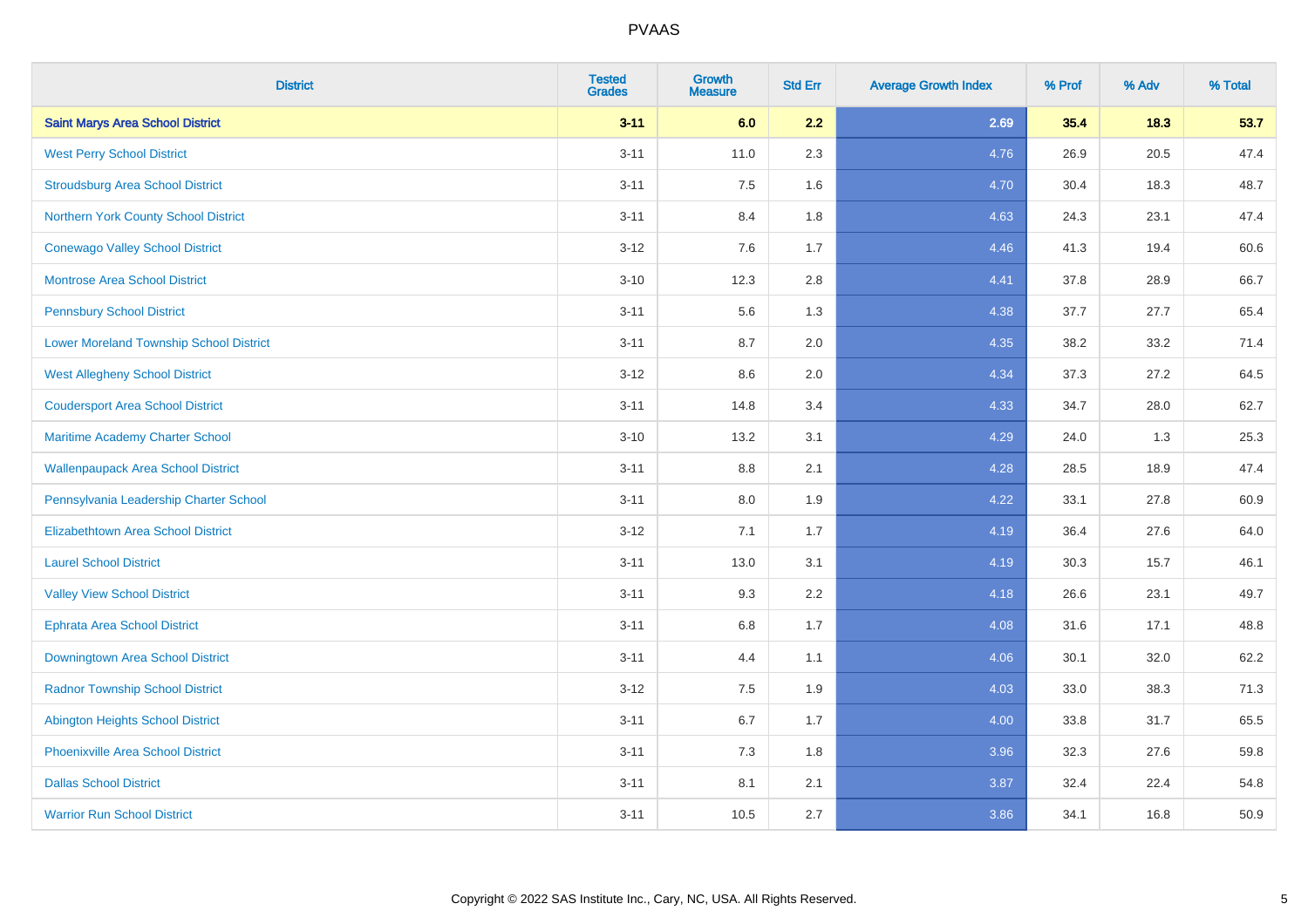PVAAS

| District | Tested Grades | Growth Measure | Std Err | Average Growth Index | % Prof | % Adv | % Total |
|---|---|---|---|---|---|---|---|
| **Saint Marys Area School District** | **3-11** | **6.0** | **2.2** | **2.69** | **35.4** | **18.3** | **53.7** |
| West Perry School District | 3-11 | 11.0 | 2.3 | 4.76 | 26.9 | 20.5 | 47.4 |
| Stroudsburg Area School District | 3-11 | 7.5 | 1.6 | 4.70 | 30.4 | 18.3 | 48.7 |
| Northern York County School District | 3-11 | 8.4 | 1.8 | 4.63 | 24.3 | 23.1 | 47.4 |
| Conewago Valley School District | 3-12 | 7.6 | 1.7 | 4.46 | 41.3 | 19.4 | 60.6 |
| Montrose Area School District | 3-10 | 12.3 | 2.8 | 4.41 | 37.8 | 28.9 | 66.7 |
| Pennsbury School District | 3-11 | 5.6 | 1.3 | 4.38 | 37.7 | 27.7 | 65.4 |
| Lower Moreland Township School District | 3-11 | 8.7 | 2.0 | 4.35 | 38.2 | 33.2 | 71.4 |
| West Allegheny School District | 3-12 | 8.6 | 2.0 | 4.34 | 37.3 | 27.2 | 64.5 |
| Coudersport Area School District | 3-11 | 14.8 | 3.4 | 4.33 | 34.7 | 28.0 | 62.7 |
| Maritime Academy Charter School | 3-10 | 13.2 | 3.1 | 4.29 | 24.0 | 1.3 | 25.3 |
| Wallenpaupack Area School District | 3-11 | 8.8 | 2.1 | 4.28 | 28.5 | 18.9 | 47.4 |
| Pennsylvania Leadership Charter School | 3-11 | 8.0 | 1.9 | 4.22 | 33.1 | 27.8 | 60.9 |
| Elizabethtown Area School District | 3-12 | 7.1 | 1.7 | 4.19 | 36.4 | 27.6 | 64.0 |
| Laurel School District | 3-11 | 13.0 | 3.1 | 4.19 | 30.3 | 15.7 | 46.1 |
| Valley View School District | 3-11 | 9.3 | 2.2 | 4.18 | 26.6 | 23.1 | 49.7 |
| Ephrata Area School District | 3-11 | 6.8 | 1.7 | 4.08 | 31.6 | 17.1 | 48.8 |
| Downingtown Area School District | 3-11 | 4.4 | 1.1 | 4.06 | 30.1 | 32.0 | 62.2 |
| Radnor Township School District | 3-12 | 7.5 | 1.9 | 4.03 | 33.0 | 38.3 | 71.3 |
| Abington Heights School District | 3-11 | 6.7 | 1.7 | 4.00 | 33.8 | 31.7 | 65.5 |
| Phoenixville Area School District | 3-11 | 7.3 | 1.8 | 3.96 | 32.3 | 27.6 | 59.8 |
| Dallas School District | 3-11 | 8.1 | 2.1 | 3.87 | 32.4 | 22.4 | 54.8 |
| Warrior Run School District | 3-11 | 10.5 | 2.7 | 3.86 | 34.1 | 16.8 | 50.9 |

Copyright © 2022 SAS Institute Inc., Cary, NC, USA. All Rights Reserved.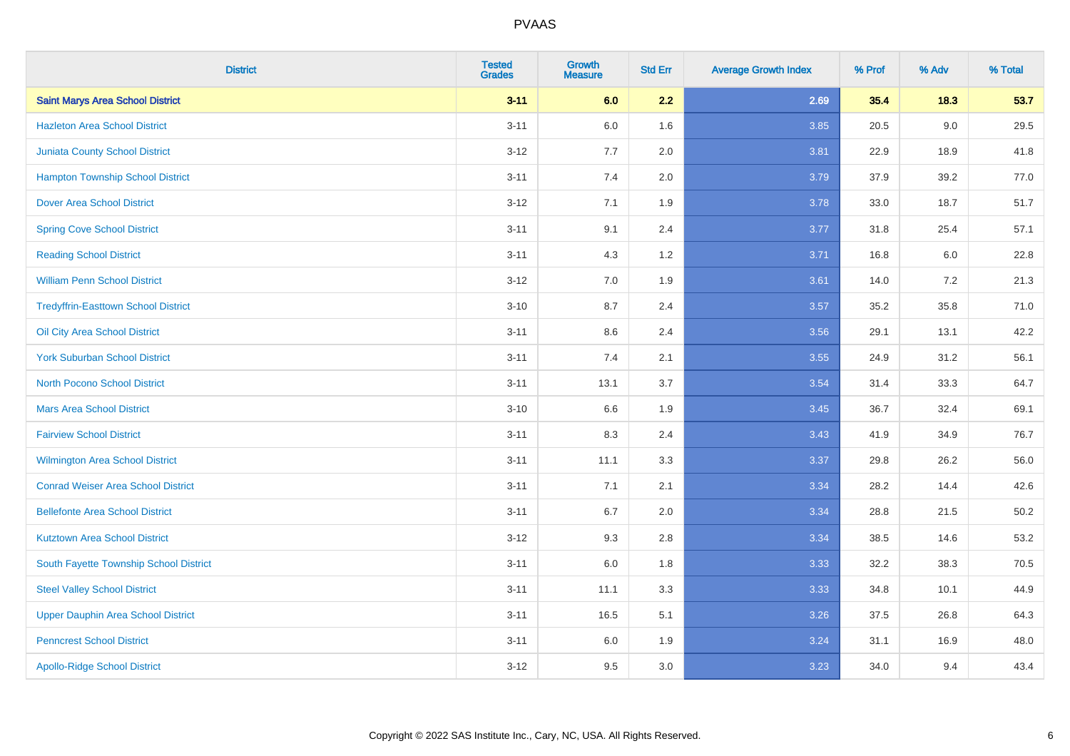# PVAAS

| District | Tested Grades | Growth Measure | Std Err | Average Growth Index | % Prof | % Adv | % Total |
|---|---|---|---|---|---|---|---|
| **Saint Marys Area School District** | **3-11** | **6.0** | **2.2** | **2.69** | **35.4** | **18.3** | **53.7** |
| Hazleton Area School District | 3-11 | 6.0 | 1.6 | 3.85 | 20.5 | 9.0 | 29.5 |
| Juniata County School District | 3-12 | 7.7 | 2.0 | 3.81 | 22.9 | 18.9 | 41.8 |
| Hampton Township School District | 3-11 | 7.4 | 2.0 | 3.79 | 37.9 | 39.2 | 77.0 |
| Dover Area School District | 3-12 | 7.1 | 1.9 | 3.78 | 33.0 | 18.7 | 51.7 |
| Spring Cove School District | 3-11 | 9.1 | 2.4 | 3.77 | 31.8 | 25.4 | 57.1 |
| Reading School District | 3-11 | 4.3 | 1.2 | 3.71 | 16.8 | 6.0 | 22.8 |
| William Penn School District | 3-12 | 7.0 | 1.9 | 3.61 | 14.0 | 7.2 | 21.3 |
| Tredyffrin-Easttown School District | 3-10 | 8.7 | 2.4 | 3.57 | 35.2 | 35.8 | 71.0 |
| Oil City Area School District | 3-11 | 8.6 | 2.4 | 3.56 | 29.1 | 13.1 | 42.2 |
| York Suburban School District | 3-11 | 7.4 | 2.1 | 3.55 | 24.9 | 31.2 | 56.1 |
| North Pocono School District | 3-11 | 13.1 | 3.7 | 3.54 | 31.4 | 33.3 | 64.7 |
| Mars Area School District | 3-10 | 6.6 | 1.9 | 3.45 | 36.7 | 32.4 | 69.1 |
| Fairview School District | 3-11 | 8.3 | 2.4 | 3.43 | 41.9 | 34.9 | 76.7 |
| Wilmington Area School District | 3-11 | 11.1 | 3.3 | 3.37 | 29.8 | 26.2 | 56.0 |
| Conrad Weiser Area School District | 3-11 | 7.1 | 2.1 | 3.34 | 28.2 | 14.4 | 42.6 |
| Bellefonte Area School District | 3-11 | 6.7 | 2.0 | 3.34 | 28.8 | 21.5 | 50.2 |
| Kutztown Area School District | 3-12 | 9.3 | 2.8 | 3.34 | 38.5 | 14.6 | 53.2 |
| South Fayette Township School District | 3-11 | 6.0 | 1.8 | 3.33 | 32.2 | 38.3 | 70.5 |
| Steel Valley School District | 3-11 | 11.1 | 3.3 | 3.33 | 34.8 | 10.1 | 44.9 |
| Upper Dauphin Area School District | 3-11 | 16.5 | 5.1 | 3.26 | 37.5 | 26.8 | 64.3 |
| Penncrest School District | 3-11 | 6.0 | 1.9 | 3.24 | 31.1 | 16.9 | 48.0 |
| Apollo-Ridge School District | 3-12 | 9.5 | 3.0 | 3.23 | 34.0 | 9.4 | 43.4 |

Copyright © 2022 SAS Institute Inc., Cary, NC, USA. All Rights Reserved.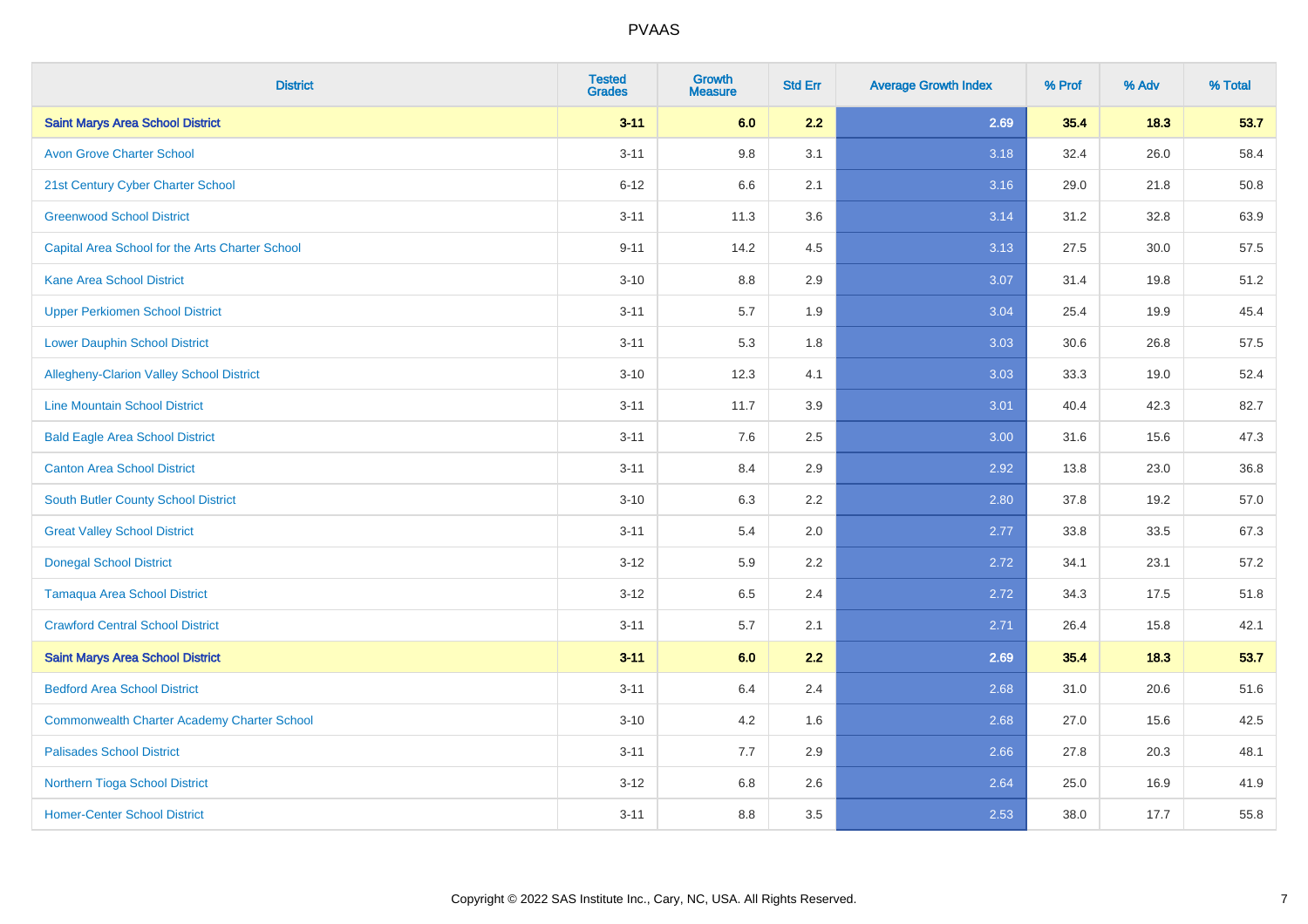# PVAAS

| District | Tested Grades | Growth Measure | Std Err | Average Growth Index | % Prof | % Adv | % Total |
|---|---|---|---|---|---|---|---|
| **Saint Marys Area School District** | **3-11** | **6.0** | **2.2** | **2.69** | **35.4** | **18.3** | **53.7** |
| Avon Grove Charter School | 3-11 | 9.8 | 3.1 | 3.18 | 32.4 | 26.0 | 58.4 |
| 21st Century Cyber Charter School | 6-12 | 6.6 | 2.1 | 3.16 | 29.0 | 21.8 | 50.8 |
| Greenwood School District | 3-11 | 11.3 | 3.6 | 3.14 | 31.2 | 32.8 | 63.9 |
| Capital Area School for the Arts Charter School | 9-11 | 14.2 | 4.5 | 3.13 | 27.5 | 30.0 | 57.5 |
| Kane Area School District | 3-10 | 8.8 | 2.9 | 3.07 | 31.4 | 19.8 | 51.2 |
| Upper Perkiomen School District | 3-11 | 5.7 | 1.9 | 3.04 | 25.4 | 19.9 | 45.4 |
| Lower Dauphin School District | 3-11 | 5.3 | 1.8 | 3.03 | 30.6 | 26.8 | 57.5 |
| Allegheny-Clarion Valley School District | 3-10 | 12.3 | 4.1 | 3.03 | 33.3 | 19.0 | 52.4 |
| Line Mountain School District | 3-11 | 11.7 | 3.9 | 3.01 | 40.4 | 42.3 | 82.7 |
| Bald Eagle Area School District | 3-11 | 7.6 | 2.5 | 3.00 | 31.6 | 15.6 | 47.3 |
| Canton Area School District | 3-11 | 8.4 | 2.9 | 2.92 | 13.8 | 23.0 | 36.8 |
| South Butler County School District | 3-10 | 6.3 | 2.2 | 2.80 | 37.8 | 19.2 | 57.0 |
| Great Valley School District | 3-11 | 5.4 | 2.0 | 2.77 | 33.8 | 33.5 | 67.3 |
| Donegal School District | 3-12 | 5.9 | 2.2 | 2.72 | 34.1 | 23.1 | 57.2 |
| Tamaqua Area School District | 3-12 | 6.5 | 2.4 | 2.72 | 34.3 | 17.5 | 51.8 |
| Crawford Central School District | 3-11 | 5.7 | 2.1 | 2.71 | 26.4 | 15.8 | 42.1 |
| **Saint Marys Area School District** | **3-11** | **6.0** | **2.2** | **2.69** | **35.4** | **18.3** | **53.7** |
| Bedford Area School District | 3-11 | 6.4 | 2.4 | 2.68 | 31.0 | 20.6 | 51.6 |
| Commonwealth Charter Academy Charter School | 3-10 | 4.2 | 1.6 | 2.68 | 27.0 | 15.6 | 42.5 |
| Palisades School District | 3-11 | 7.7 | 2.9 | 2.66 | 27.8 | 20.3 | 48.1 |
| Northern Tioga School District | 3-12 | 6.8 | 2.6 | 2.64 | 25.0 | 16.9 | 41.9 |
| Homer-Center School District | 3-11 | 8.8 | 3.5 | 2.53 | 38.0 | 17.7 | 55.8 |

Copyright © 2022 SAS Institute Inc., Cary, NC, USA. All Rights Reserved.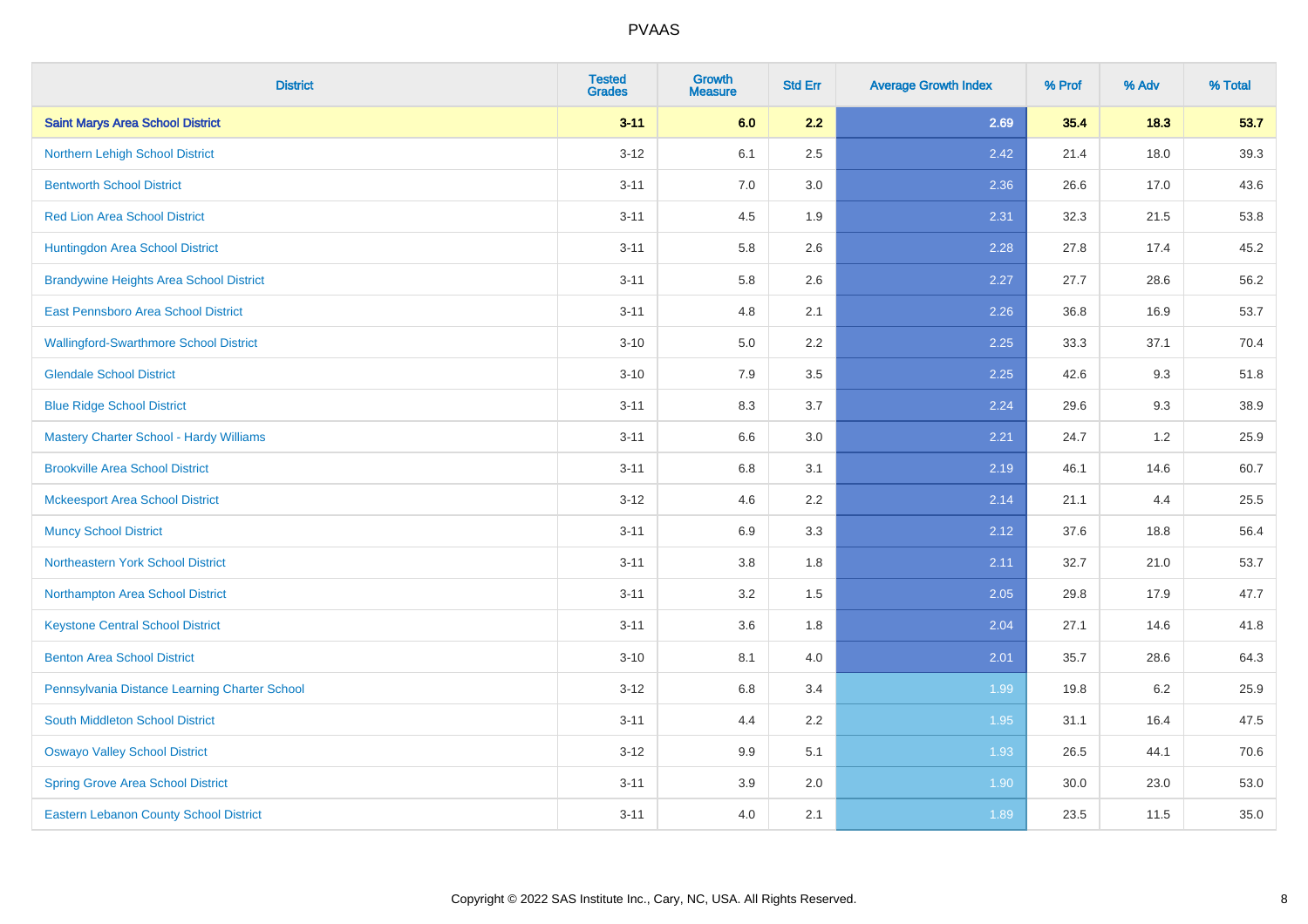# PVAAS

| District | Tested Grades | Growth Measure | Std Err | Average Growth Index | % Prof | % Adv | % Total |
|---|---|---|---|---|---|---|---|
| **Saint Marys Area School District** | **3-11** | **6.0** | **2.2** | **2.69** | **35.4** | **18.3** | **53.7** |
| Northern Lehigh School District | 3-12 | 6.1 | 2.5 | 2.42 | 21.4 | 18.0 | 39.3 |
| Bentworth School District | 3-11 | 7.0 | 3.0 | 2.36 | 26.6 | 17.0 | 43.6 |
| Red Lion Area School District | 3-11 | 4.5 | 1.9 | 2.31 | 32.3 | 21.5 | 53.8 |
| Huntingdon Area School District | 3-11 | 5.8 | 2.6 | 2.28 | 27.8 | 17.4 | 45.2 |
| Brandywine Heights Area School District | 3-11 | 5.8 | 2.6 | 2.27 | 27.7 | 28.6 | 56.2 |
| East Pennsboro Area School District | 3-11 | 4.8 | 2.1 | 2.26 | 36.8 | 16.9 | 53.7 |
| Wallingford-Swarthmore School District | 3-10 | 5.0 | 2.2 | 2.25 | 33.3 | 37.1 | 70.4 |
| Glendale School District | 3-10 | 7.9 | 3.5 | 2.25 | 42.6 | 9.3 | 51.8 |
| Blue Ridge School District | 3-11 | 8.3 | 3.7 | 2.24 | 29.6 | 9.3 | 38.9 |
| Mastery Charter School - Hardy Williams | 3-11 | 6.6 | 3.0 | 2.21 | 24.7 | 1.2 | 25.9 |
| Brookville Area School District | 3-11 | 6.8 | 3.1 | 2.19 | 46.1 | 14.6 | 60.7 |
| Mckeesport Area School District | 3-12 | 4.6 | 2.2 | 2.14 | 21.1 | 4.4 | 25.5 |
| Muncy School District | 3-11 | 6.9 | 3.3 | 2.12 | 37.6 | 18.8 | 56.4 |
| Northeastern York School District | 3-11 | 3.8 | 1.8 | 2.11 | 32.7 | 21.0 | 53.7 |
| Northampton Area School District | 3-11 | 3.2 | 1.5 | 2.05 | 29.8 | 17.9 | 47.7 |
| Keystone Central School District | 3-11 | 3.6 | 1.8 | 2.04 | 27.1 | 14.6 | 41.8 |
| Benton Area School District | 3-10 | 8.1 | 4.0 | 2.01 | 35.7 | 28.6 | 64.3 |
| Pennsylvania Distance Learning Charter School | 3-12 | 6.8 | 3.4 | 1.99 | 19.8 | 6.2 | 25.9 |
| South Middleton School District | 3-11 | 4.4 | 2.2 | 1.95 | 31.1 | 16.4 | 47.5 |
| Oswayo Valley School District | 3-12 | 9.9 | 5.1 | 1.93 | 26.5 | 44.1 | 70.6 |
| Spring Grove Area School District | 3-11 | 3.9 | 2.0 | 1.90 | 30.0 | 23.0 | 53.0 |
| Eastern Lebanon County School District | 3-11 | 4.0 | 2.1 | 1.89 | 23.5 | 11.5 | 35.0 |

Copyright © 2022 SAS Institute Inc., Cary, NC, USA. All Rights Reserved.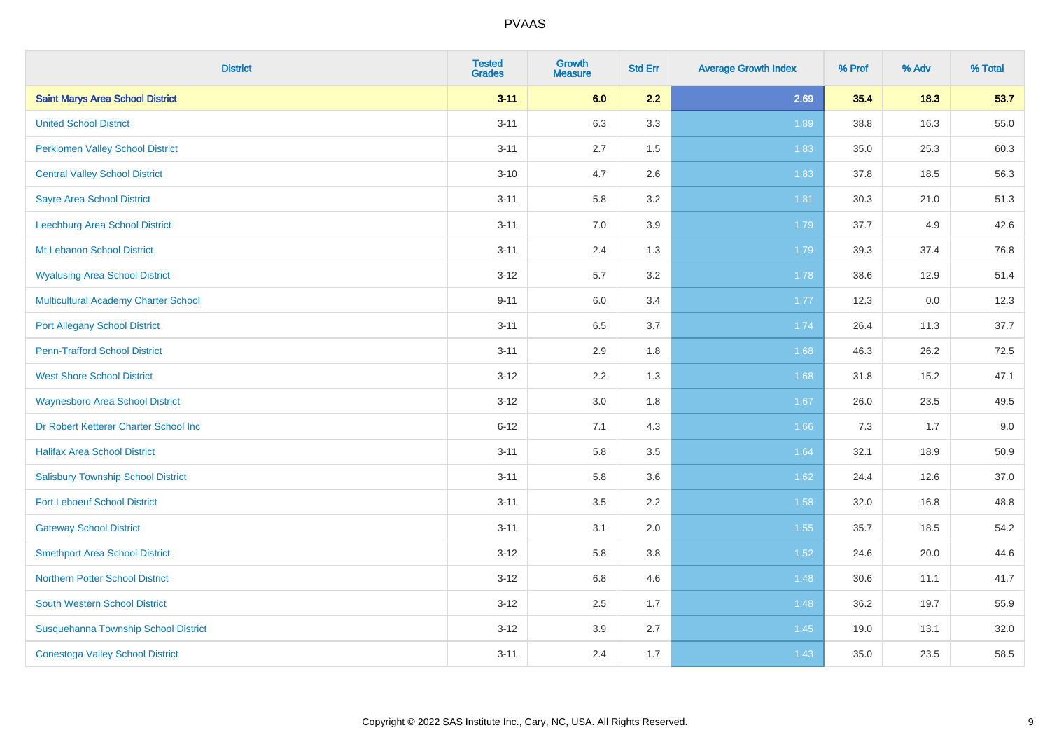| District | Tested Grades | Growth Measure | Std Err | Average Growth Index | % Prof | % Adv | % Total |
|---|---|---|---|---|---|---|---|
| **Saint Marys Area School District** | **3-11** | **6.0** | **2.2** | **2.69** | **35.4** | **18.3** | **53.7** |
| United School District | 3-11 | 6.3 | 3.3 | 1.89 | 38.8 | 16.3 | 55.0 |
| Perkiomen Valley School District | 3-11 | 2.7 | 1.5 | 1.83 | 35.0 | 25.3 | 60.3 |
| Central Valley School District | 3-10 | 4.7 | 2.6 | 1.83 | 37.8 | 18.5 | 56.3 |
| Sayre Area School District | 3-11 | 5.8 | 3.2 | 1.81 | 30.3 | 21.0 | 51.3 |
| Leechburg Area School District | 3-11 | 7.0 | 3.9 | 1.79 | 37.7 | 4.9 | 42.6 |
| Mt Lebanon School District | 3-11 | 2.4 | 1.3 | 1.79 | 39.3 | 37.4 | 76.8 |
| Wyalusing Area School District | 3-12 | 5.7 | 3.2 | 1.78 | 38.6 | 12.9 | 51.4 |
| Multicultural Academy Charter School | 9-11 | 6.0 | 3.4 | 1.77 | 12.3 | 0.0 | 12.3 |
| Port Allegany School District | 3-11 | 6.5 | 3.7 | 1.74 | 26.4 | 11.3 | 37.7 |
| Penn-Trafford School District | 3-11 | 2.9 | 1.8 | 1.68 | 46.3 | 26.2 | 72.5 |
| West Shore School District | 3-12 | 2.2 | 1.3 | 1.68 | 31.8 | 15.2 | 47.1 |
| Waynesboro Area School District | 3-12 | 3.0 | 1.8 | 1.67 | 26.0 | 23.5 | 49.5 |
| Dr Robert Ketterer Charter School Inc | 6-12 | 7.1 | 4.3 | 1.66 | 7.3 | 1.7 | 9.0 |
| Halifax Area School District | 3-11 | 5.8 | 3.5 | 1.64 | 32.1 | 18.9 | 50.9 |
| Salisbury Township School District | 3-11 | 5.8 | 3.6 | 1.62 | 24.4 | 12.6 | 37.0 |
| Fort Leboeuf School District | 3-11 | 3.5 | 2.2 | 1.58 | 32.0 | 16.8 | 48.8 |
| Gateway School District | 3-11 | 3.1 | 2.0 | 1.55 | 35.7 | 18.5 | 54.2 |
| Smethport Area School District | 3-12 | 5.8 | 3.8 | 1.52 | 24.6 | 20.0 | 44.6 |
| Northern Potter School District | 3-12 | 6.8 | 4.6 | 1.48 | 30.6 | 11.1 | 41.7 |
| South Western School District | 3-12 | 2.5 | 1.7 | 1.48 | 36.2 | 19.7 | 55.9 |
| Susquehanna Township School District | 3-12 | 3.9 | 2.7 | 1.45 | 19.0 | 13.1 | 32.0 |
| Conestoga Valley School District | 3-11 | 2.4 | 1.7 | 1.43 | 35.0 | 23.5 | 58.5 |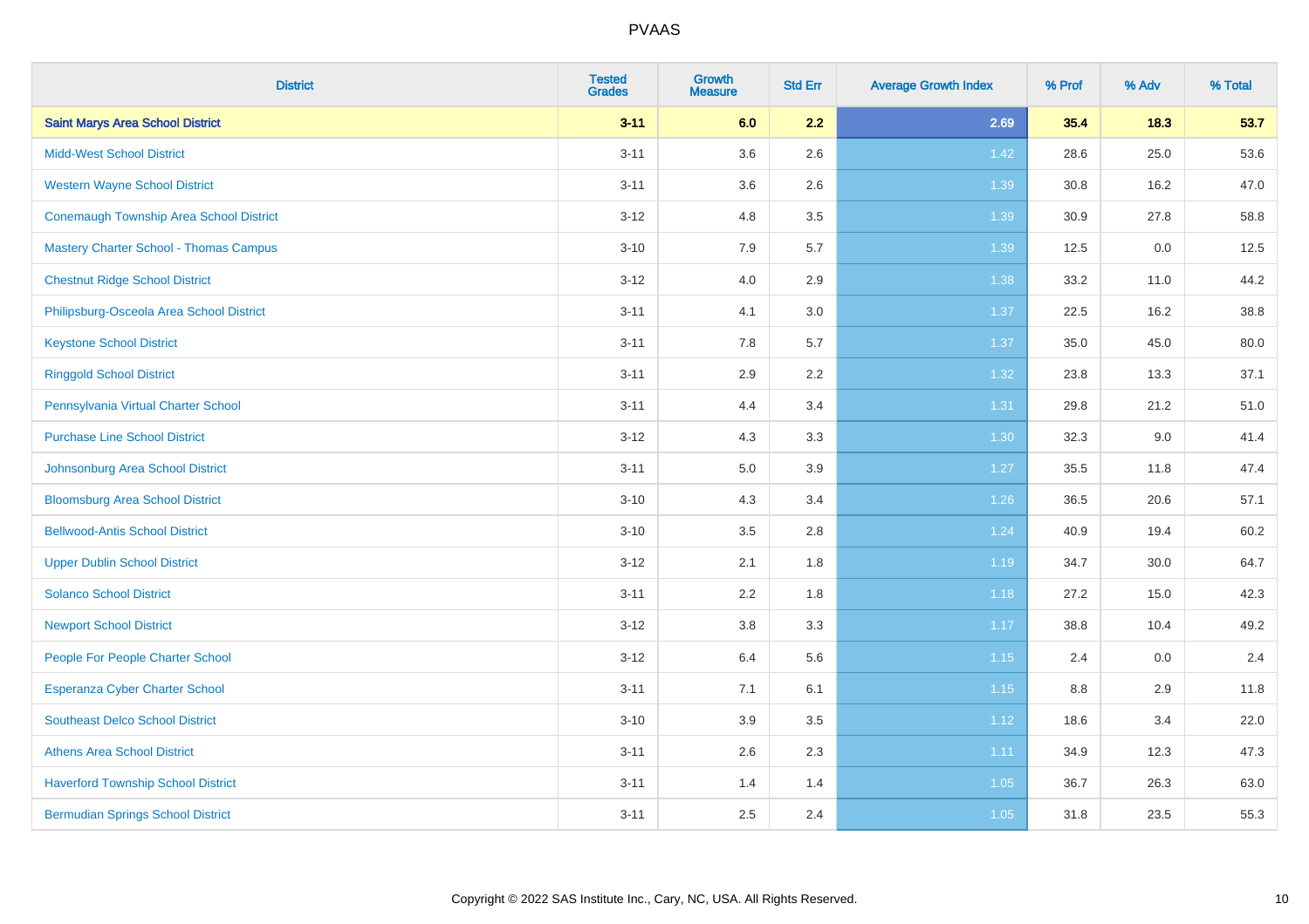| District | Tested Grades | Growth Measure | Std Err | Average Growth Index | % Prof | % Adv | % Total |
|---|---|---|---|---|---|---|---|
| **Saint Marys Area School District** | **3-11** | **6.0** | **2.2** | **2.69** | **35.4** | **18.3** | **53.7** |
| Midd-West School District | 3-11 | 3.6 | 2.6 | 1.42 | 28.6 | 25.0 | 53.6 |
| Western Wayne School District | 3-11 | 3.6 | 2.6 | 1.39 | 30.8 | 16.2 | 47.0 |
| Conemaugh Township Area School District | 3-12 | 4.8 | 3.5 | 1.39 | 30.9 | 27.8 | 58.8 |
| Mastery Charter School - Thomas Campus | 3-10 | 7.9 | 5.7 | 1.39 | 12.5 | 0.0 | 12.5 |
| Chestnut Ridge School District | 3-12 | 4.0 | 2.9 | 1.38 | 33.2 | 11.0 | 44.2 |
| Philipsburg-Osceola Area School District | 3-11 | 4.1 | 3.0 | 1.37 | 22.5 | 16.2 | 38.8 |
| Keystone School District | 3-11 | 7.8 | 5.7 | 1.37 | 35.0 | 45.0 | 80.0 |
| Ringgold School District | 3-11 | 2.9 | 2.2 | 1.32 | 23.8 | 13.3 | 37.1 |
| Pennsylvania Virtual Charter School | 3-11 | 4.4 | 3.4 | 1.31 | 29.8 | 21.2 | 51.0 |
| Purchase Line School District | 3-12 | 4.3 | 3.3 | 1.30 | 32.3 | 9.0 | 41.4 |
| Johnsonburg Area School District | 3-11 | 5.0 | 3.9 | 1.27 | 35.5 | 11.8 | 47.4 |
| Bloomsburg Area School District | 3-10 | 4.3 | 3.4 | 1.26 | 36.5 | 20.6 | 57.1 |
| Bellwood-Antis School District | 3-10 | 3.5 | 2.8 | 1.24 | 40.9 | 19.4 | 60.2 |
| Upper Dublin School District | 3-12 | 2.1 | 1.8 | 1.19 | 34.7 | 30.0 | 64.7 |
| Solanco School District | 3-11 | 2.2 | 1.8 | 1.18 | 27.2 | 15.0 | 42.3 |
| Newport School District | 3-12 | 3.8 | 3.3 | 1.17 | 38.8 | 10.4 | 49.2 |
| People For People Charter School | 3-12 | 6.4 | 5.6 | 1.15 | 2.4 | 0.0 | 2.4 |
| Esperanza Cyber Charter School | 3-11 | 7.1 | 6.1 | 1.15 | 8.8 | 2.9 | 11.8 |
| Southeast Delco School District | 3-10 | 3.9 | 3.5 | 1.12 | 18.6 | 3.4 | 22.0 |
| Athens Area School District | 3-11 | 2.6 | 2.3 | 1.11 | 34.9 | 12.3 | 47.3 |
| Haverford Township School District | 3-11 | 1.4 | 1.4 | 1.05 | 36.7 | 26.3 | 63.0 |
| Bermudian Springs School District | 3-11 | 2.5 | 2.4 | 1.05 | 31.8 | 23.5 | 55.3 |

Copyright © 2022 SAS Institute Inc., Cary, NC, USA. All Rights Reserved.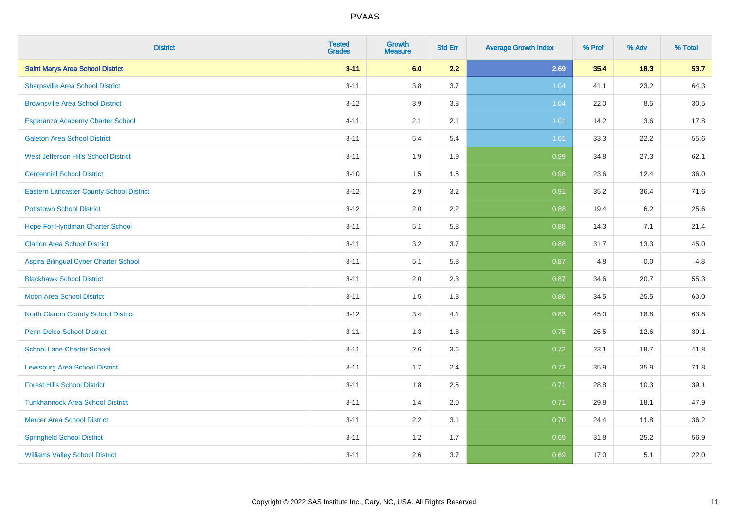| District | Tested Grades | Growth Measure | Std Err | Average Growth Index | % Prof | % Adv | % Total |
|---|---|---|---|---|---|---|---|
| **Saint Marys Area School District** | **3-11** | **6.0** | **2.2** | **2.69** | **35.4** | **18.3** | **53.7** |
| Sharpsville Area School District | 3-11 | 3.8 | 3.7 | 1.04 | 41.1 | 23.2 | 64.3 |
| Brownsville Area School District | 3-12 | 3.9 | 3.8 | 1.04 | 22.0 | 8.5 | 30.5 |
| Esperanza Academy Charter School | 4-11 | 2.1 | 2.1 | 1.01 | 14.2 | 3.6 | 17.8 |
| Galeton Area School District | 3-11 | 5.4 | 5.4 | 1.01 | 33.3 | 22.2 | 55.6 |
| West Jefferson Hills School District | 3-11 | 1.9 | 1.9 | 0.99 | 34.8 | 27.3 | 62.1 |
| Centennial School District | 3-10 | 1.5 | 1.5 | 0.98 | 23.6 | 12.4 | 36.0 |
| Eastern Lancaster County School District | 3-12 | 2.9 | 3.2 | 0.91 | 35.2 | 36.4 | 71.6 |
| Pottstown School District | 3-12 | 2.0 | 2.2 | 0.88 | 19.4 | 6.2 | 25.6 |
| Hope For Hyndman Charter School | 3-11 | 5.1 | 5.8 | 0.88 | 14.3 | 7.1 | 21.4 |
| Clarion Area School District | 3-11 | 3.2 | 3.7 | 0.88 | 31.7 | 13.3 | 45.0 |
| Aspira Bilingual Cyber Charter School | 3-11 | 5.1 | 5.8 | 0.87 | 4.8 | 0.0 | 4.8 |
| Blackhawk School District | 3-11 | 2.0 | 2.3 | 0.87 | 34.6 | 20.7 | 55.3 |
| Moon Area School District | 3-11 | 1.5 | 1.8 | 0.86 | 34.5 | 25.5 | 60.0 |
| North Clarion County School District | 3-12 | 3.4 | 4.1 | 0.83 | 45.0 | 18.8 | 63.8 |
| Penn-Delco School District | 3-11 | 1.3 | 1.8 | 0.75 | 26.5 | 12.6 | 39.1 |
| School Lane Charter School | 3-11 | 2.6 | 3.6 | 0.72 | 23.1 | 18.7 | 41.8 |
| Lewisburg Area School District | 3-11 | 1.7 | 2.4 | 0.72 | 35.9 | 35.9 | 71.8 |
| Forest Hills School District | 3-11 | 1.8 | 2.5 | 0.71 | 28.8 | 10.3 | 39.1 |
| Tunkhannock Area School District | 3-11 | 1.4 | 2.0 | 0.71 | 29.8 | 18.1 | 47.9 |
| Mercer Area School District | 3-11 | 2.2 | 3.1 | 0.70 | 24.4 | 11.8 | 36.2 |
| Springfield School District | 3-11 | 1.2 | 1.7 | 0.69 | 31.8 | 25.2 | 56.9 |
| Williams Valley School District | 3-11 | 2.6 | 3.7 | 0.69 | 17.0 | 5.1 | 22.0 |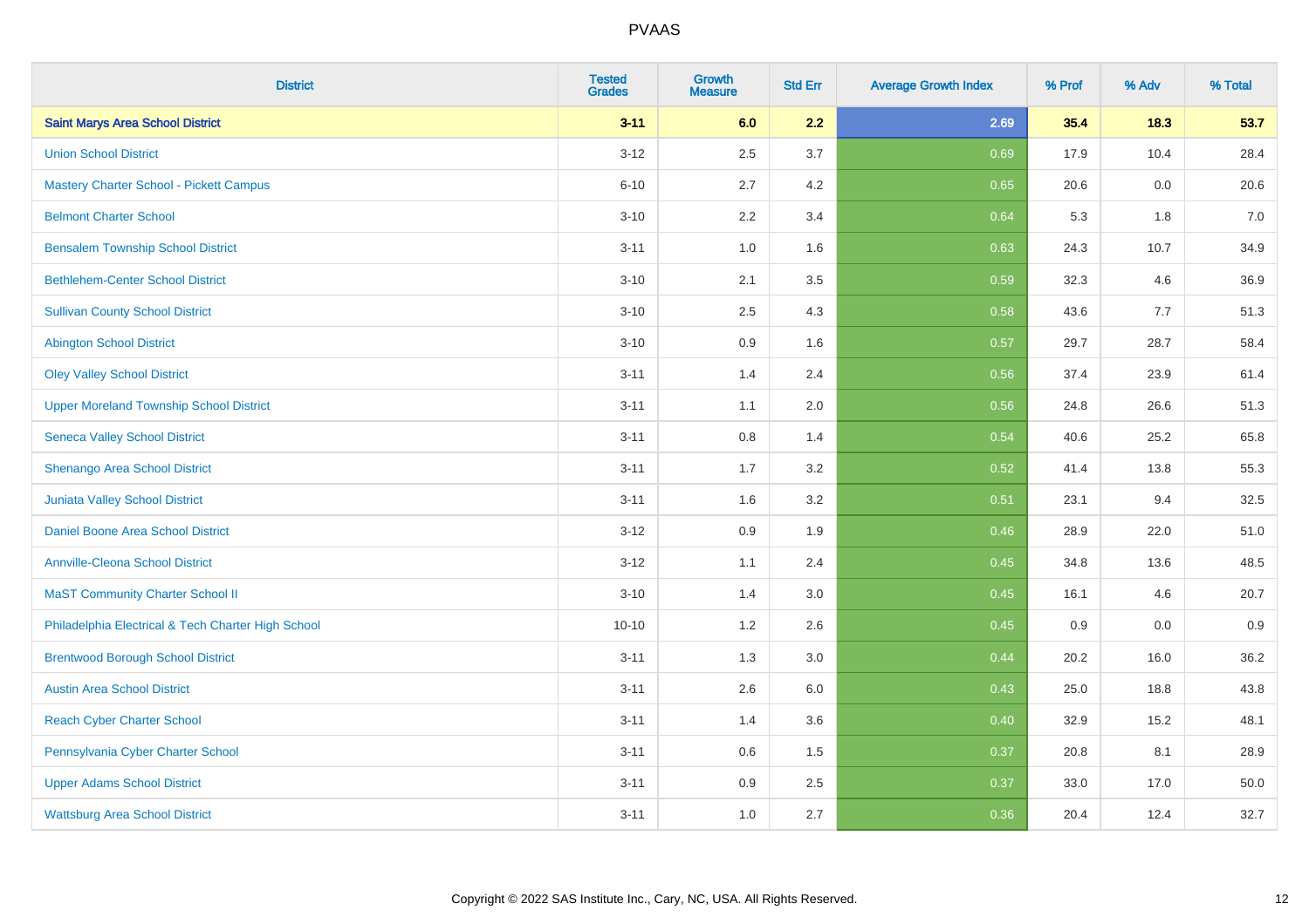# PVAAS

| District | Tested Grades | Growth Measure | Std Err | Average Growth Index | % Prof | % Adv | % Total |
|---|---|---|---|---|---|---|---|
| **Saint Marys Area School District** | **3-11** | **6.0** | **2.2** | **2.69** | **35.4** | **18.3** | **53.7** |
| Union School District | 3-12 | 2.5 | 3.7 | 0.69 | 17.9 | 10.4 | 28.4 |
| Mastery Charter School - Pickett Campus | 6-10 | 2.7 | 4.2 | 0.65 | 20.6 | 0.0 | 20.6 |
| Belmont Charter School | 3-10 | 2.2 | 3.4 | 0.64 | 5.3 | 1.8 | 7.0 |
| Bensalem Township School District | 3-11 | 1.0 | 1.6 | 0.63 | 24.3 | 10.7 | 34.9 |
| Bethlehem-Center School District | 3-10 | 2.1 | 3.5 | 0.59 | 32.3 | 4.6 | 36.9 |
| Sullivan County School District | 3-10 | 2.5 | 4.3 | 0.58 | 43.6 | 7.7 | 51.3 |
| Abington School District | 3-10 | 0.9 | 1.6 | 0.57 | 29.7 | 28.7 | 58.4 |
| Oley Valley School District | 3-11 | 1.4 | 2.4 | 0.56 | 37.4 | 23.9 | 61.4 |
| Upper Moreland Township School District | 3-11 | 1.1 | 2.0 | 0.56 | 24.8 | 26.6 | 51.3 |
| Seneca Valley School District | 3-11 | 0.8 | 1.4 | 0.54 | 40.6 | 25.2 | 65.8 |
| Shenango Area School District | 3-11 | 1.7 | 3.2 | 0.52 | 41.4 | 13.8 | 55.3 |
| Juniata Valley School District | 3-11 | 1.6 | 3.2 | 0.51 | 23.1 | 9.4 | 32.5 |
| Daniel Boone Area School District | 3-12 | 0.9 | 1.9 | 0.46 | 28.9 | 22.0 | 51.0 |
| Annville-Cleona School District | 3-12 | 1.1 | 2.4 | 0.45 | 34.8 | 13.6 | 48.5 |
| MaST Community Charter School II | 3-10 | 1.4 | 3.0 | 0.45 | 16.1 | 4.6 | 20.7 |
| Philadelphia Electrical & Tech Charter High School | 10-10 | 1.2 | 2.6 | 0.45 | 0.9 | 0.0 | 0.9 |
| Brentwood Borough School District | 3-11 | 1.3 | 3.0 | 0.44 | 20.2 | 16.0 | 36.2 |
| Austin Area School District | 3-11 | 2.6 | 6.0 | 0.43 | 25.0 | 18.8 | 43.8 |
| Reach Cyber Charter School | 3-11 | 1.4 | 3.6 | 0.40 | 32.9 | 15.2 | 48.1 |
| Pennsylvania Cyber Charter School | 3-11 | 0.6 | 1.5 | 0.37 | 20.8 | 8.1 | 28.9 |
| Upper Adams School District | 3-11 | 0.9 | 2.5 | 0.37 | 33.0 | 17.0 | 50.0 |
| Wattsburg Area School District | 3-11 | 1.0 | 2.7 | 0.36 | 20.4 | 12.4 | 32.7 |

Copyright © 2022 SAS Institute Inc., Cary, NC, USA. All Rights Reserved.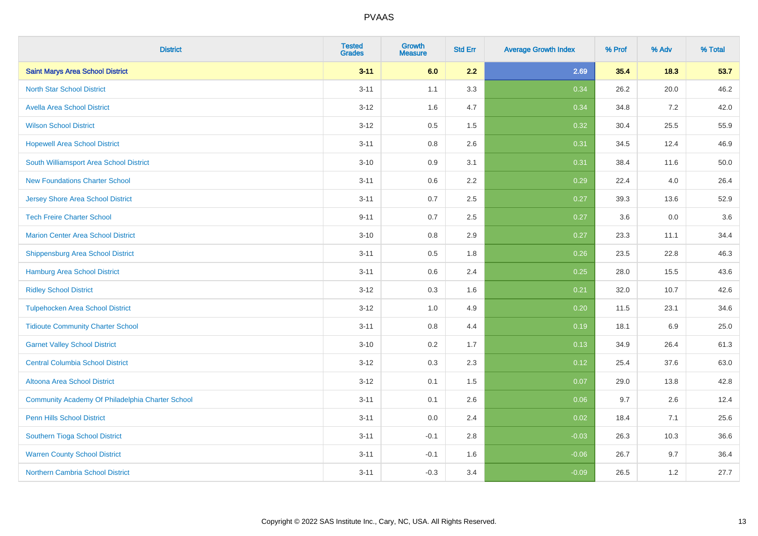| District | Tested Grades | Growth Measure | Std Err | Average Growth Index | % Prof | % Adv | % Total |
|---|---|---|---|---|---|---|---|
| **Saint Marys Area School District** | **3-11** | **6.0** | **2.2** | **2.69** | **35.4** | **18.3** | **53.7** |
| North Star School District | 3-11 | 1.1 | 3.3 | 0.34 | 26.2 | 20.0 | 46.2 |
| Avella Area School District | 3-12 | 1.6 | 4.7 | 0.34 | 34.8 | 7.2 | 42.0 |
| Wilson School District | 3-12 | 0.5 | 1.5 | 0.32 | 30.4 | 25.5 | 55.9 |
| Hopewell Area School District | 3-11 | 0.8 | 2.6 | 0.31 | 34.5 | 12.4 | 46.9 |
| South Williamsport Area School District | 3-10 | 0.9 | 3.1 | 0.31 | 38.4 | 11.6 | 50.0 |
| New Foundations Charter School | 3-11 | 0.6 | 2.2 | 0.29 | 22.4 | 4.0 | 26.4 |
| Jersey Shore Area School District | 3-11 | 0.7 | 2.5 | 0.27 | 39.3 | 13.6 | 52.9 |
| Tech Freire Charter School | 9-11 | 0.7 | 2.5 | 0.27 | 3.6 | 0.0 | 3.6 |
| Marion Center Area School District | 3-10 | 0.8 | 2.9 | 0.27 | 23.3 | 11.1 | 34.4 |
| Shippensburg Area School District | 3-11 | 0.5 | 1.8 | 0.26 | 23.5 | 22.8 | 46.3 |
| Hamburg Area School District | 3-11 | 0.6 | 2.4 | 0.25 | 28.0 | 15.5 | 43.6 |
| Ridley School District | 3-12 | 0.3 | 1.6 | 0.21 | 32.0 | 10.7 | 42.6 |
| Tulpehocken Area School District | 3-12 | 1.0 | 4.9 | 0.20 | 11.5 | 23.1 | 34.6 |
| Tidioute Community Charter School | 3-11 | 0.8 | 4.4 | 0.19 | 18.1 | 6.9 | 25.0 |
| Garnet Valley School District | 3-10 | 0.2 | 1.7 | 0.13 | 34.9 | 26.4 | 61.3 |
| Central Columbia School District | 3-12 | 0.3 | 2.3 | 0.12 | 25.4 | 37.6 | 63.0 |
| Altoona Area School District | 3-12 | 0.1 | 1.5 | 0.07 | 29.0 | 13.8 | 42.8 |
| Community Academy Of Philadelphia Charter School | 3-11 | 0.1 | 2.6 | 0.06 | 9.7 | 2.6 | 12.4 |
| Penn Hills School District | 3-11 | 0.0 | 2.4 | 0.02 | 18.4 | 7.1 | 25.6 |
| Southern Tioga School District | 3-11 | -0.1 | 2.8 | -0.03 | 26.3 | 10.3 | 36.6 |
| Warren County School District | 3-11 | -0.1 | 1.6 | -0.06 | 26.7 | 9.7 | 36.4 |
| Northern Cambria School District | 3-11 | -0.3 | 3.4 | -0.09 | 26.5 | 1.2 | 27.7 |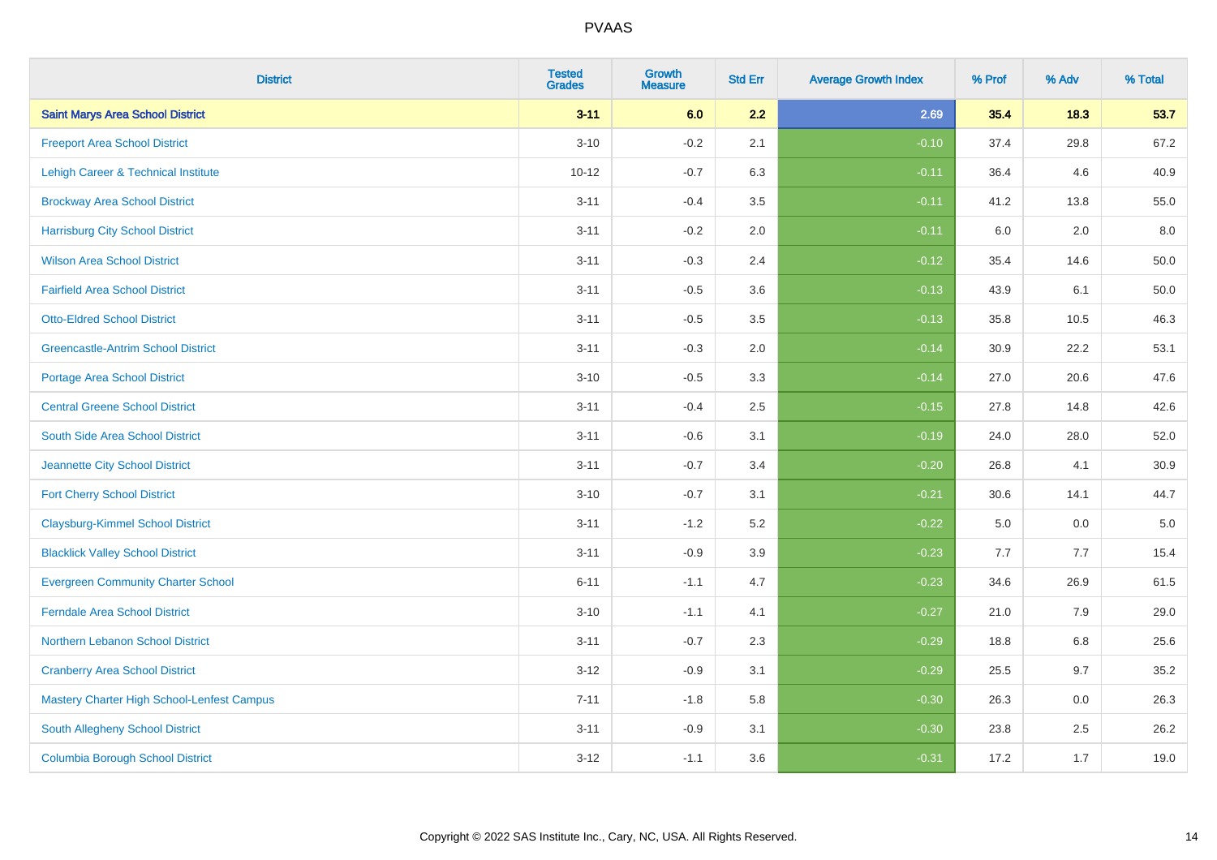| District | Tested Grades | Growth Measure | Std Err | Average Growth Index | % Prof | % Adv | % Total |
|---|---|---|---|---|---|---|---|
| **Saint Marys Area School District** | **3-11** | **6.0** | **2.2** | **2.69** | **35.4** | **18.3** | **53.7** |
| Freeport Area School District | 3-10 | -0.2 | 2.1 | -0.10 | 37.4 | 29.8 | 67.2 |
| Lehigh Career & Technical Institute | 10-12 | -0.7 | 6.3 | -0.11 | 36.4 | 4.6 | 40.9 |
| Brockway Area School District | 3-11 | -0.4 | 3.5 | -0.11 | 41.2 | 13.8 | 55.0 |
| Harrisburg City School District | 3-11 | -0.2 | 2.0 | -0.11 | 6.0 | 2.0 | 8.0 |
| Wilson Area School District | 3-11 | -0.3 | 2.4 | -0.12 | 35.4 | 14.6 | 50.0 |
| Fairfield Area School District | 3-11 | -0.5 | 3.6 | -0.13 | 43.9 | 6.1 | 50.0 |
| Otto-Eldred School District | 3-11 | -0.5 | 3.5 | -0.13 | 35.8 | 10.5 | 46.3 |
| Greencastle-Antrim School District | 3-11 | -0.3 | 2.0 | -0.14 | 30.9 | 22.2 | 53.1 |
| Portage Area School District | 3-10 | -0.5 | 3.3 | -0.14 | 27.0 | 20.6 | 47.6 |
| Central Greene School District | 3-11 | -0.4 | 2.5 | -0.15 | 27.8 | 14.8 | 42.6 |
| South Side Area School District | 3-11 | -0.6 | 3.1 | -0.19 | 24.0 | 28.0 | 52.0 |
| Jeannette City School District | 3-11 | -0.7 | 3.4 | -0.20 | 26.8 | 4.1 | 30.9 |
| Fort Cherry School District | 3-10 | -0.7 | 3.1 | -0.21 | 30.6 | 14.1 | 44.7 |
| Claysburg-Kimmel School District | 3-11 | -1.2 | 5.2 | -0.22 | 5.0 | 0.0 | 5.0 |
| Blacklick Valley School District | 3-11 | -0.9 | 3.9 | -0.23 | 7.7 | 7.7 | 15.4 |
| Evergreen Community Charter School | 6-11 | -1.1 | 4.7 | -0.23 | 34.6 | 26.9 | 61.5 |
| Ferndale Area School District | 3-10 | -1.1 | 4.1 | -0.27 | 21.0 | 7.9 | 29.0 |
| Northern Lebanon School District | 3-11 | -0.7 | 2.3 | -0.29 | 18.8 | 6.8 | 25.6 |
| Cranberry Area School District | 3-12 | -0.9 | 3.1 | -0.29 | 25.5 | 9.7 | 35.2 |
| Mastery Charter High School-Lenfest Campus | 7-11 | -1.8 | 5.8 | -0.30 | 26.3 | 0.0 | 26.3 |
| South Allegheny School District | 3-11 | -0.9 | 3.1 | -0.30 | 23.8 | 2.5 | 26.2 |
| Columbia Borough School District | 3-12 | -1.1 | 3.6 | -0.31 | 17.2 | 1.7 | 19.0 |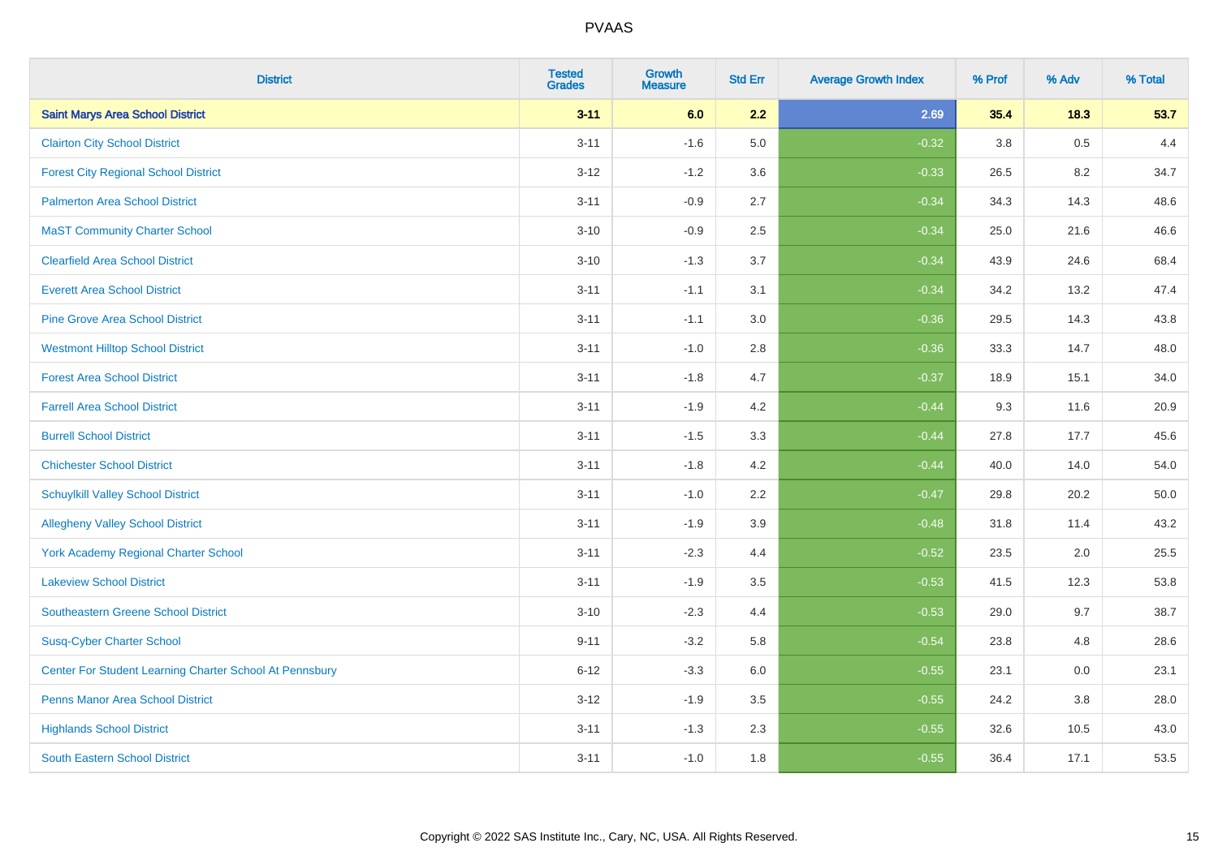# PVAAS

| District | Tested Grades | Growth Measure | Std Err | Average Growth Index | % Prof | % Adv | % Total |
|---|---|---|---|---|---|---|---|
| **Saint Marys Area School District** | **3-11** | **6.0** | **2.2** | **2.69** | **35.4** | **18.3** | **53.7** |
| Clairton City School District | 3-11 | -1.6 | 5.0 | -0.32 | 3.8 | 0.5 | 4.4 |
| Forest City Regional School District | 3-12 | -1.2 | 3.6 | -0.33 | 26.5 | 8.2 | 34.7 |
| Palmerton Area School District | 3-11 | -0.9 | 2.7 | -0.34 | 34.3 | 14.3 | 48.6 |
| MaST Community Charter School | 3-10 | -0.9 | 2.5 | -0.34 | 25.0 | 21.6 | 46.6 |
| Clearfield Area School District | 3-10 | -1.3 | 3.7 | -0.34 | 43.9 | 24.6 | 68.4 |
| Everett Area School District | 3-11 | -1.1 | 3.1 | -0.34 | 34.2 | 13.2 | 47.4 |
| Pine Grove Area School District | 3-11 | -1.1 | 3.0 | -0.36 | 29.5 | 14.3 | 43.8 |
| Westmont Hilltop School District | 3-11 | -1.0 | 2.8 | -0.36 | 33.3 | 14.7 | 48.0 |
| Forest Area School District | 3-11 | -1.8 | 4.7 | -0.37 | 18.9 | 15.1 | 34.0 |
| Farrell Area School District | 3-11 | -1.9 | 4.2 | -0.44 | 9.3 | 11.6 | 20.9 |
| Burrell School District | 3-11 | -1.5 | 3.3 | -0.44 | 27.8 | 17.7 | 45.6 |
| Chichester School District | 3-11 | -1.8 | 4.2 | -0.44 | 40.0 | 14.0 | 54.0 |
| Schuylkill Valley School District | 3-11 | -1.0 | 2.2 | -0.47 | 29.8 | 20.2 | 50.0 |
| Allegheny Valley School District | 3-11 | -1.9 | 3.9 | -0.48 | 31.8 | 11.4 | 43.2 |
| York Academy Regional Charter School | 3-11 | -2.3 | 4.4 | -0.52 | 23.5 | 2.0 | 25.5 |
| Lakeview School District | 3-11 | -1.9 | 3.5 | -0.53 | 41.5 | 12.3 | 53.8 |
| Southeastern Greene School District | 3-10 | -2.3 | 4.4 | -0.53 | 29.0 | 9.7 | 38.7 |
| Susq-Cyber Charter School | 9-11 | -3.2 | 5.8 | -0.54 | 23.8 | 4.8 | 28.6 |
| Center For Student Learning Charter School At Pennsbury | 6-12 | -3.3 | 6.0 | -0.55 | 23.1 | 0.0 | 23.1 |
| Penns Manor Area School District | 3-12 | -1.9 | 3.5 | -0.55 | 24.2 | 3.8 | 28.0 |
| Highlands School District | 3-11 | -1.3 | 2.3 | -0.55 | 32.6 | 10.5 | 43.0 |
| South Eastern School District | 3-11 | -1.0 | 1.8 | -0.55 | 36.4 | 17.1 | 53.5 |

Copyright © 2022 SAS Institute Inc., Cary, NC, USA. All Rights Reserved.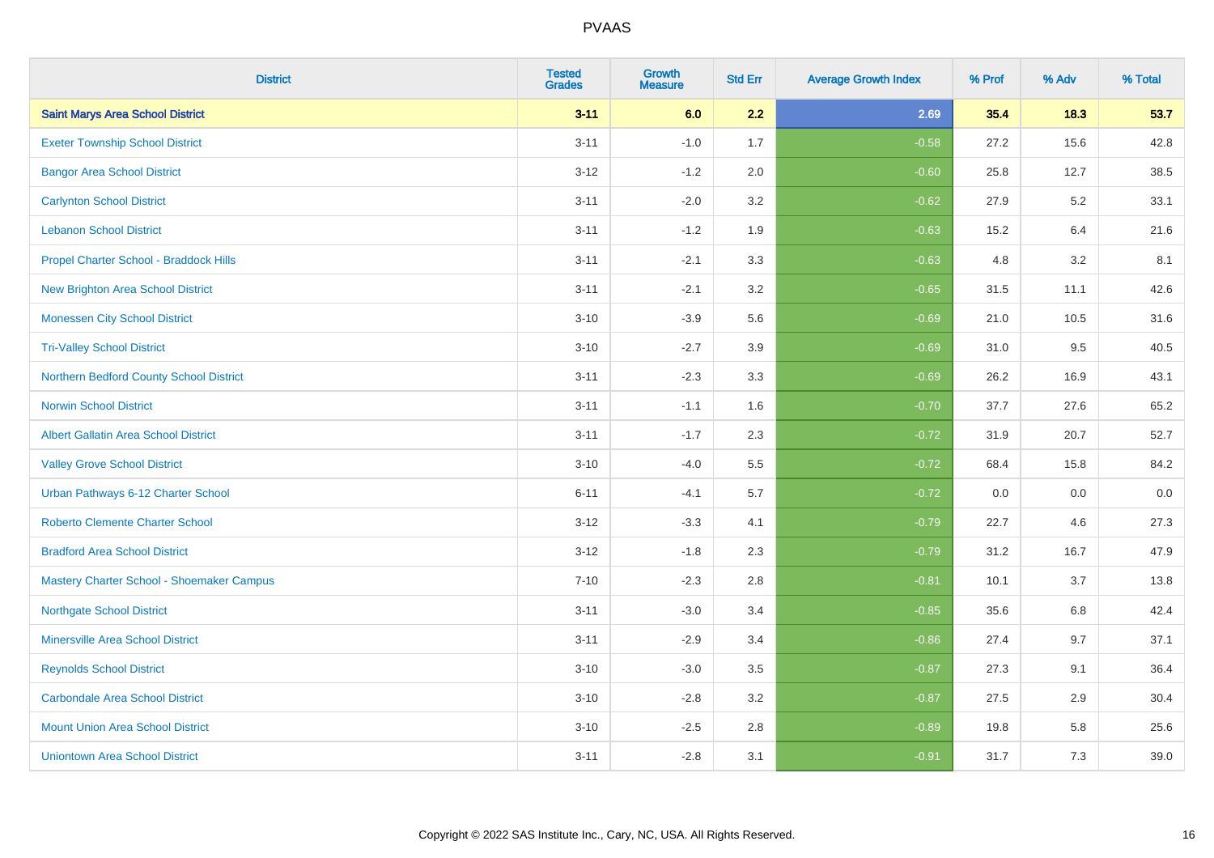| District | Tested Grades | Growth Measure | Std Err | Average Growth Index | % Prof | % Adv | % Total |
|---|---|---|---|---|---|---|---|
| **Saint Marys Area School District** | **3-11** | **6.0** | **2.2** | **2.69** | **35.4** | **18.3** | **53.7** |
| Exeter Township School District | 3-11 | -1.0 | 1.7 | -0.58 | 27.2 | 15.6 | 42.8 |
| Bangor Area School District | 3-12 | -1.2 | 2.0 | -0.60 | 25.8 | 12.7 | 38.5 |
| Carlynton School District | 3-11 | -2.0 | 3.2 | -0.62 | 27.9 | 5.2 | 33.1 |
| Lebanon School District | 3-11 | -1.2 | 1.9 | -0.63 | 15.2 | 6.4 | 21.6 |
| Propel Charter School - Braddock Hills | 3-11 | -2.1 | 3.3 | -0.63 | 4.8 | 3.2 | 8.1 |
| New Brighton Area School District | 3-11 | -2.1 | 3.2 | -0.65 | 31.5 | 11.1 | 42.6 |
| Monessen City School District | 3-10 | -3.9 | 5.6 | -0.69 | 21.0 | 10.5 | 31.6 |
| Tri-Valley School District | 3-10 | -2.7 | 3.9 | -0.69 | 31.0 | 9.5 | 40.5 |
| Northern Bedford County School District | 3-11 | -2.3 | 3.3 | -0.69 | 26.2 | 16.9 | 43.1 |
| Norwin School District | 3-11 | -1.1 | 1.6 | -0.70 | 37.7 | 27.6 | 65.2 |
| Albert Gallatin Area School District | 3-11 | -1.7 | 2.3 | -0.72 | 31.9 | 20.7 | 52.7 |
| Valley Grove School District | 3-10 | -4.0 | 5.5 | -0.72 | 68.4 | 15.8 | 84.2 |
| Urban Pathways 6-12 Charter School | 6-11 | -4.1 | 5.7 | -0.72 | 0.0 | 0.0 | 0.0 |
| Roberto Clemente Charter School | 3-12 | -3.3 | 4.1 | -0.79 | 22.7 | 4.6 | 27.3 |
| Bradford Area School District | 3-12 | -1.8 | 2.3 | -0.79 | 31.2 | 16.7 | 47.9 |
| Mastery Charter School - Shoemaker Campus | 7-10 | -2.3 | 2.8 | -0.81 | 10.1 | 3.7 | 13.8 |
| Northgate School District | 3-11 | -3.0 | 3.4 | -0.85 | 35.6 | 6.8 | 42.4 |
| Minersville Area School District | 3-11 | -2.9 | 3.4 | -0.86 | 27.4 | 9.7 | 37.1 |
| Reynolds School District | 3-10 | -3.0 | 3.5 | -0.87 | 27.3 | 9.1 | 36.4 |
| Carbondale Area School District | 3-10 | -2.8 | 3.2 | -0.87 | 27.5 | 2.9 | 30.4 |
| Mount Union Area School District | 3-10 | -2.5 | 2.8 | -0.89 | 19.8 | 5.8 | 25.6 |
| Uniontown Area School District | 3-11 | -2.8 | 3.1 | -0.91 | 31.7 | 7.3 | 39.0 |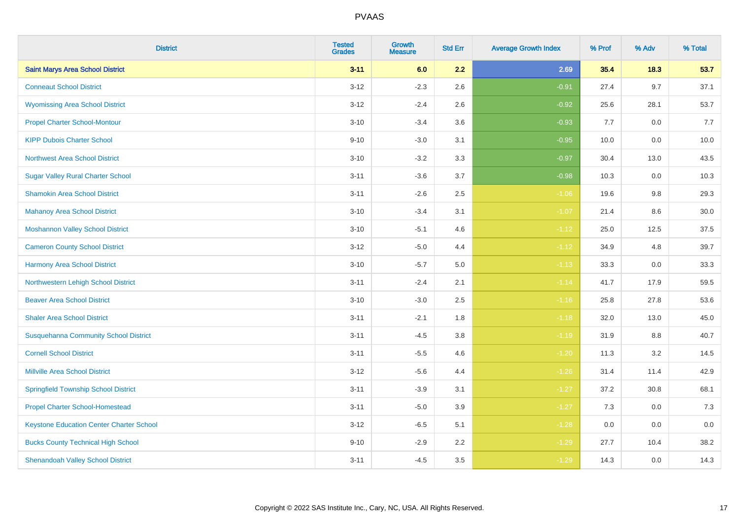# PVAAS

| District | Tested Grades | Growth Measure | Std Err | Average Growth Index | % Prof | % Adv | % Total |
|---|---|---|---|---|---|---|---|
| **Saint Marys Area School District** | **3-11** | **6.0** | **2.2** | **2.69** | **35.4** | **18.3** | **53.7** |
| Conneaut School District | 3-12 | -2.3 | 2.6 | -0.91 | 27.4 | 9.7 | 37.1 |
| Wyomissing Area School District | 3-12 | -2.4 | 2.6 | -0.92 | 25.6 | 28.1 | 53.7 |
| Propel Charter School-Montour | 3-10 | -3.4 | 3.6 | -0.93 | 7.7 | 0.0 | 7.7 |
| KIPP Dubois Charter School | 9-10 | -3.0 | 3.1 | -0.95 | 10.0 | 0.0 | 10.0 |
| Northwest Area School District | 3-10 | -3.2 | 3.3 | -0.97 | 30.4 | 13.0 | 43.5 |
| Sugar Valley Rural Charter School | 3-11 | -3.6 | 3.7 | -0.98 | 10.3 | 0.0 | 10.3 |
| Shamokin Area School District | 3-11 | -2.6 | 2.5 | -1.06 | 19.6 | 9.8 | 29.3 |
| Mahanoy Area School District | 3-10 | -3.4 | 3.1 | -1.07 | 21.4 | 8.6 | 30.0 |
| Moshannon Valley School District | 3-10 | -5.1 | 4.6 | -1.12 | 25.0 | 12.5 | 37.5 |
| Cameron County School District | 3-12 | -5.0 | 4.4 | -1.12 | 34.9 | 4.8 | 39.7 |
| Harmony Area School District | 3-10 | -5.7 | 5.0 | -1.13 | 33.3 | 0.0 | 33.3 |
| Northwestern Lehigh School District | 3-11 | -2.4 | 2.1 | -1.14 | 41.7 | 17.9 | 59.5 |
| Beaver Area School District | 3-10 | -3.0 | 2.5 | -1.16 | 25.8 | 27.8 | 53.6 |
| Shaler Area School District | 3-11 | -2.1 | 1.8 | -1.18 | 32.0 | 13.0 | 45.0 |
| Susquehanna Community School District | 3-11 | -4.5 | 3.8 | -1.19 | 31.9 | 8.8 | 40.7 |
| Cornell School District | 3-11 | -5.5 | 4.6 | -1.20 | 11.3 | 3.2 | 14.5 |
| Millville Area School District | 3-12 | -5.6 | 4.4 | -1.26 | 31.4 | 11.4 | 42.9 |
| Springfield Township School District | 3-11 | -3.9 | 3.1 | -1.27 | 37.2 | 30.8 | 68.1 |
| Propel Charter School-Homestead | 3-11 | -5.0 | 3.9 | -1.27 | 7.3 | 0.0 | 7.3 |
| Keystone Education Center Charter School | 3-12 | -6.5 | 5.1 | -1.28 | 0.0 | 0.0 | 0.0 |
| Bucks County Technical High School | 9-10 | -2.9 | 2.2 | -1.29 | 27.7 | 10.4 | 38.2 |
| Shenandoah Valley School District | 3-11 | -4.5 | 3.5 | -1.29 | 14.3 | 0.0 | 14.3 |

Copyright © 2022 SAS Institute Inc., Cary, NC, USA. All Rights Reserved.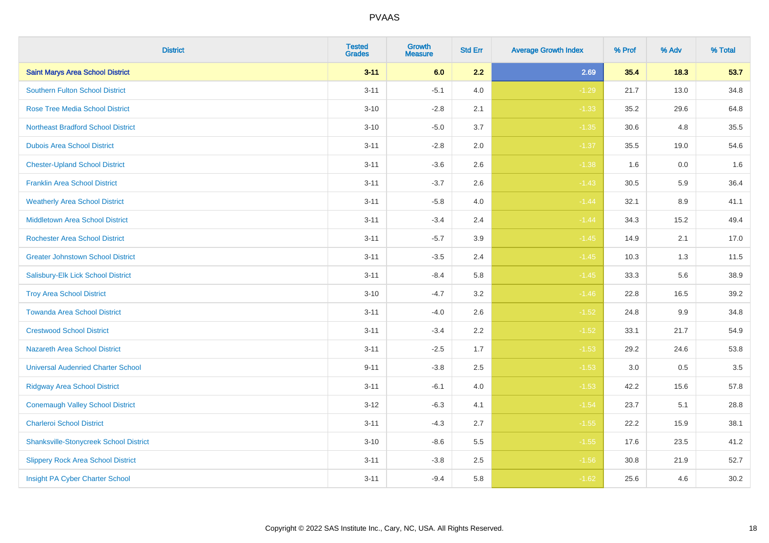# PVAAS

| District | Tested Grades | Growth Measure | Std Err | Average Growth Index | % Prof | % Adv | % Total |
|---|---|---|---|---|---|---|---|
| **Saint Marys Area School District** | **3-11** | **6.0** | **2.2** | **2.69** | **35.4** | **18.3** | **53.7** |
| Southern Fulton School District | 3-11 | -5.1 | 4.0 | -1.29 | 21.7 | 13.0 | 34.8 |
| Rose Tree Media School District | 3-10 | -2.8 | 2.1 | -1.33 | 35.2 | 29.6 | 64.8 |
| Northeast Bradford School District | 3-10 | -5.0 | 3.7 | -1.35 | 30.6 | 4.8 | 35.5 |
| Dubois Area School District | 3-11 | -2.8 | 2.0 | -1.37 | 35.5 | 19.0 | 54.6 |
| Chester-Upland School District | 3-11 | -3.6 | 2.6 | -1.38 | 1.6 | 0.0 | 1.6 |
| Franklin Area School District | 3-11 | -3.7 | 2.6 | -1.43 | 30.5 | 5.9 | 36.4 |
| Weatherly Area School District | 3-11 | -5.8 | 4.0 | -1.44 | 32.1 | 8.9 | 41.1 |
| Middletown Area School District | 3-11 | -3.4 | 2.4 | -1.44 | 34.3 | 15.2 | 49.4 |
| Rochester Area School District | 3-11 | -5.7 | 3.9 | -1.45 | 14.9 | 2.1 | 17.0 |
| Greater Johnstown School District | 3-11 | -3.5 | 2.4 | -1.45 | 10.3 | 1.3 | 11.5 |
| Salisbury-Elk Lick School District | 3-11 | -8.4 | 5.8 | -1.45 | 33.3 | 5.6 | 38.9 |
| Troy Area School District | 3-10 | -4.7 | 3.2 | -1.46 | 22.8 | 16.5 | 39.2 |
| Towanda Area School District | 3-11 | -4.0 | 2.6 | -1.52 | 24.8 | 9.9 | 34.8 |
| Crestwood School District | 3-11 | -3.4 | 2.2 | -1.52 | 33.1 | 21.7 | 54.9 |
| Nazareth Area School District | 3-11 | -2.5 | 1.7 | -1.53 | 29.2 | 24.6 | 53.8 |
| Universal Audenried Charter School | 9-11 | -3.8 | 2.5 | -1.53 | 3.0 | 0.5 | 3.5 |
| Ridgway Area School District | 3-11 | -6.1 | 4.0 | -1.53 | 42.2 | 15.6 | 57.8 |
| Conemaugh Valley School District | 3-12 | -6.3 | 4.1 | -1.54 | 23.7 | 5.1 | 28.8 |
| Charleroi School District | 3-11 | -4.3 | 2.7 | -1.55 | 22.2 | 15.9 | 38.1 |
| Shanksville-Stonycreek School District | 3-10 | -8.6 | 5.5 | -1.55 | 17.6 | 23.5 | 41.2 |
| Slippery Rock Area School District | 3-11 | -3.8 | 2.5 | -1.56 | 30.8 | 21.9 | 52.7 |
| Insight PA Cyber Charter School | 3-11 | -9.4 | 5.8 | -1.62 | 25.6 | 4.6 | 30.2 |

Copyright © 2022 SAS Institute Inc., Cary, NC, USA. All Rights Reserved.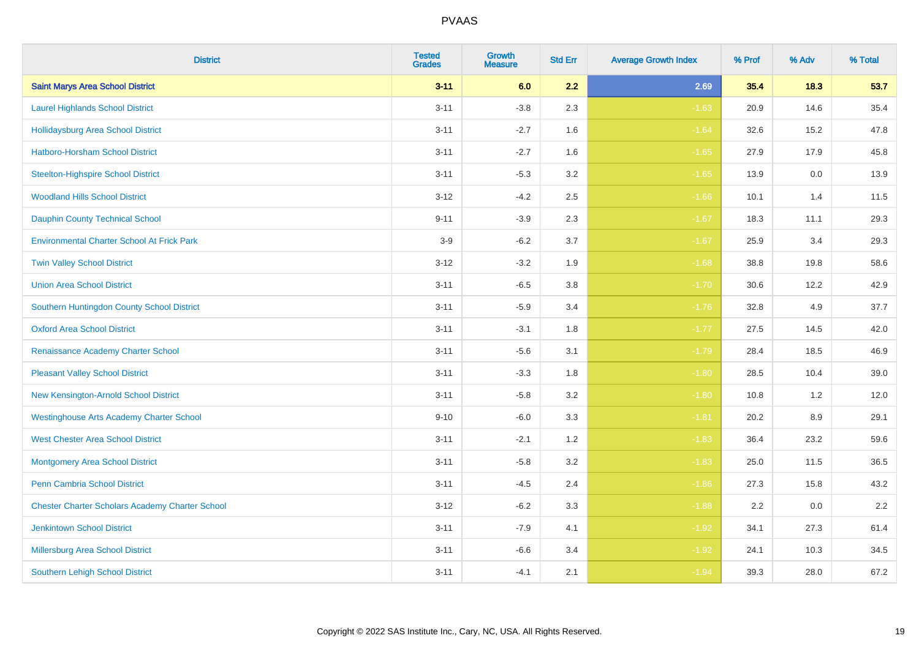PVAAS

| District | Tested Grades | Growth Measure | Std Err | Average Growth Index | % Prof | % Adv | % Total |
|---|---|---|---|---|---|---|---|
| **Saint Marys Area School District** | **3-11** | **6.0** | **2.2** | **2.69** | **35.4** | **18.3** | **53.7** |
| Laurel Highlands School District | 3-11 | -3.8 | 2.3 | -1.63 | 20.9 | 14.6 | 35.4 |
| Hollidaysburg Area School District | 3-11 | -2.7 | 1.6 | -1.64 | 32.6 | 15.2 | 47.8 |
| Hatboro-Horsham School District | 3-11 | -2.7 | 1.6 | -1.65 | 27.9 | 17.9 | 45.8 |
| Steelton-Highspire School District | 3-11 | -5.3 | 3.2 | -1.65 | 13.9 | 0.0 | 13.9 |
| Woodland Hills School District | 3-12 | -4.2 | 2.5 | -1.66 | 10.1 | 1.4 | 11.5 |
| Dauphin County Technical School | 9-11 | -3.9 | 2.3 | -1.67 | 18.3 | 11.1 | 29.3 |
| Environmental Charter School At Frick Park | 3-9 | -6.2 | 3.7 | -1.67 | 25.9 | 3.4 | 29.3 |
| Twin Valley School District | 3-12 | -3.2 | 1.9 | -1.68 | 38.8 | 19.8 | 58.6 |
| Union Area School District | 3-11 | -6.5 | 3.8 | -1.70 | 30.6 | 12.2 | 42.9 |
| Southern Huntingdon County School District | 3-11 | -5.9 | 3.4 | -1.76 | 32.8 | 4.9 | 37.7 |
| Oxford Area School District | 3-11 | -3.1 | 1.8 | -1.77 | 27.5 | 14.5 | 42.0 |
| Renaissance Academy Charter School | 3-11 | -5.6 | 3.1 | -1.79 | 28.4 | 18.5 | 46.9 |
| Pleasant Valley School District | 3-11 | -3.3 | 1.8 | -1.80 | 28.5 | 10.4 | 39.0 |
| New Kensington-Arnold School District | 3-11 | -5.8 | 3.2 | -1.80 | 10.8 | 1.2 | 12.0 |
| Westinghouse Arts Academy Charter School | 9-10 | -6.0 | 3.3 | -1.81 | 20.2 | 8.9 | 29.1 |
| West Chester Area School District | 3-11 | -2.1 | 1.2 | -1.83 | 36.4 | 23.2 | 59.6 |
| Montgomery Area School District | 3-11 | -5.8 | 3.2 | -1.83 | 25.0 | 11.5 | 36.5 |
| Penn Cambria School District | 3-11 | -4.5 | 2.4 | -1.86 | 27.3 | 15.8 | 43.2 |
| Chester Charter Scholars Academy Charter School | 3-12 | -6.2 | 3.3 | -1.88 | 2.2 | 0.0 | 2.2 |
| Jenkintown School District | 3-11 | -7.9 | 4.1 | -1.92 | 34.1 | 27.3 | 61.4 |
| Millersburg Area School District | 3-11 | -6.6 | 3.4 | -1.92 | 24.1 | 10.3 | 34.5 |
| Southern Lehigh School District | 3-11 | -4.1 | 2.1 | -1.94 | 39.3 | 28.0 | 67.2 |

Copyright © 2022 SAS Institute Inc., Cary, NC, USA. All Rights Reserved.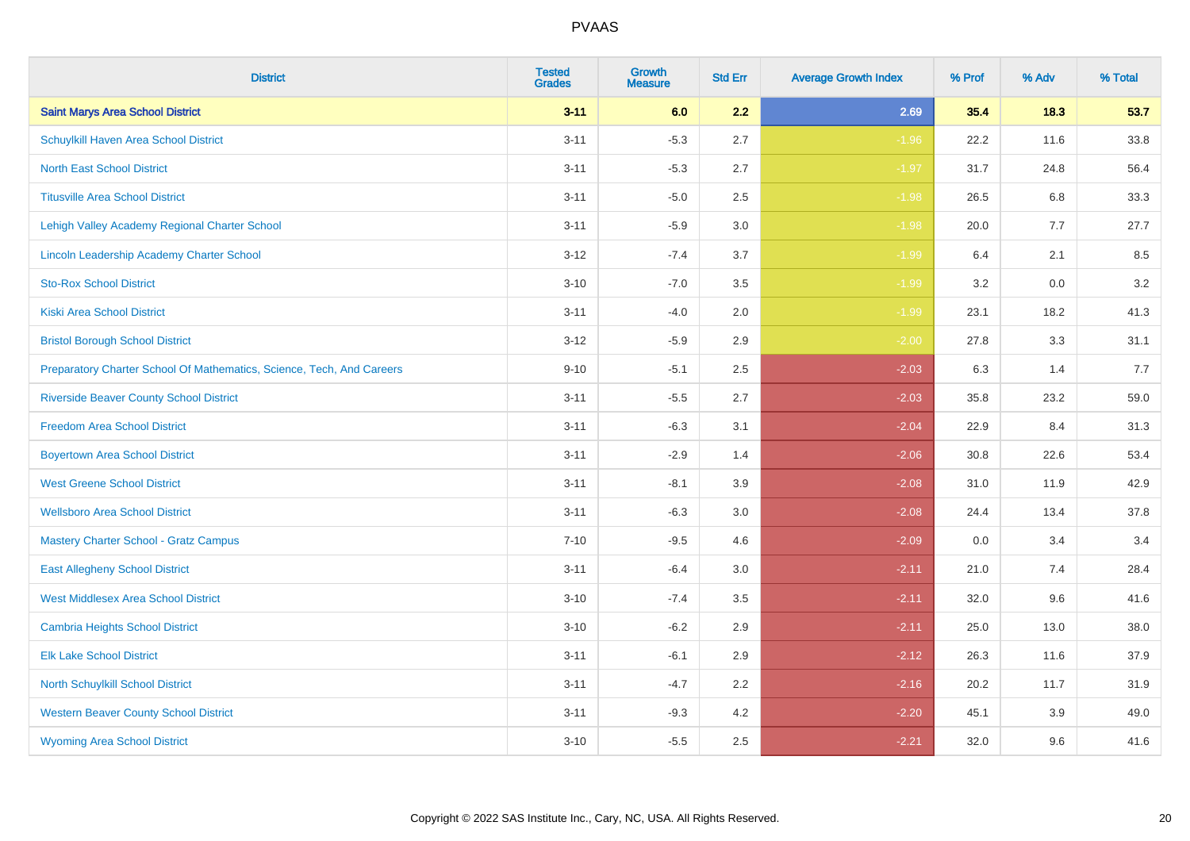# PVAAS

| District | Tested Grades | Growth Measure | Std Err | Average Growth Index | % Prof | % Adv | % Total |
|---|---|---|---|---|---|---|---|
| **Saint Marys Area School District** | **3-11** | **6.0** | **2.2** | **2.69** | **35.4** | **18.3** | **53.7** |
| Schuylkill Haven Area School District | 3-11 | -5.3 | 2.7 | -1.96 | 22.2 | 11.6 | 33.8 |
| North East School District | 3-11 | -5.3 | 2.7 | -1.97 | 31.7 | 24.8 | 56.4 |
| Titusville Area School District | 3-11 | -5.0 | 2.5 | -1.98 | 26.5 | 6.8 | 33.3 |
| Lehigh Valley Academy Regional Charter School | 3-11 | -5.9 | 3.0 | -1.98 | 20.0 | 7.7 | 27.7 |
| Lincoln Leadership Academy Charter School | 3-12 | -7.4 | 3.7 | -1.99 | 6.4 | 2.1 | 8.5 |
| Sto-Rox School District | 3-10 | -7.0 | 3.5 | -1.99 | 3.2 | 0.0 | 3.2 |
| Kiski Area School District | 3-11 | -4.0 | 2.0 | -1.99 | 23.1 | 18.2 | 41.3 |
| Bristol Borough School District | 3-12 | -5.9 | 2.9 | -2.00 | 27.8 | 3.3 | 31.1 |
| Preparatory Charter School Of Mathematics, Science, Tech, And Careers | 9-10 | -5.1 | 2.5 | -2.03 | 6.3 | 1.4 | 7.7 |
| Riverside Beaver County School District | 3-11 | -5.5 | 2.7 | -2.03 | 35.8 | 23.2 | 59.0 |
| Freedom Area School District | 3-11 | -6.3 | 3.1 | -2.04 | 22.9 | 8.4 | 31.3 |
| Boyertown Area School District | 3-11 | -2.9 | 1.4 | -2.06 | 30.8 | 22.6 | 53.4 |
| West Greene School District | 3-11 | -8.1 | 3.9 | -2.08 | 31.0 | 11.9 | 42.9 |
| Wellsboro Area School District | 3-11 | -6.3 | 3.0 | -2.08 | 24.4 | 13.4 | 37.8 |
| Mastery Charter School - Gratz Campus | 7-10 | -9.5 | 4.6 | -2.09 | 0.0 | 3.4 | 3.4 |
| East Allegheny School District | 3-11 | -6.4 | 3.0 | -2.11 | 21.0 | 7.4 | 28.4 |
| West Middlesex Area School District | 3-10 | -7.4 | 3.5 | -2.11 | 32.0 | 9.6 | 41.6 |
| Cambria Heights School District | 3-10 | -6.2 | 2.9 | -2.11 | 25.0 | 13.0 | 38.0 |
| Elk Lake School District | 3-11 | -6.1 | 2.9 | -2.12 | 26.3 | 11.6 | 37.9 |
| North Schuylkill School District | 3-11 | -4.7 | 2.2 | -2.16 | 20.2 | 11.7 | 31.9 |
| Western Beaver County School District | 3-11 | -9.3 | 4.2 | -2.20 | 45.1 | 3.9 | 49.0 |
| Wyoming Area School District | 3-10 | -5.5 | 2.5 | -2.21 | 32.0 | 9.6 | 41.6 |

Copyright © 2022 SAS Institute Inc., Cary, NC, USA. All Rights Reserved.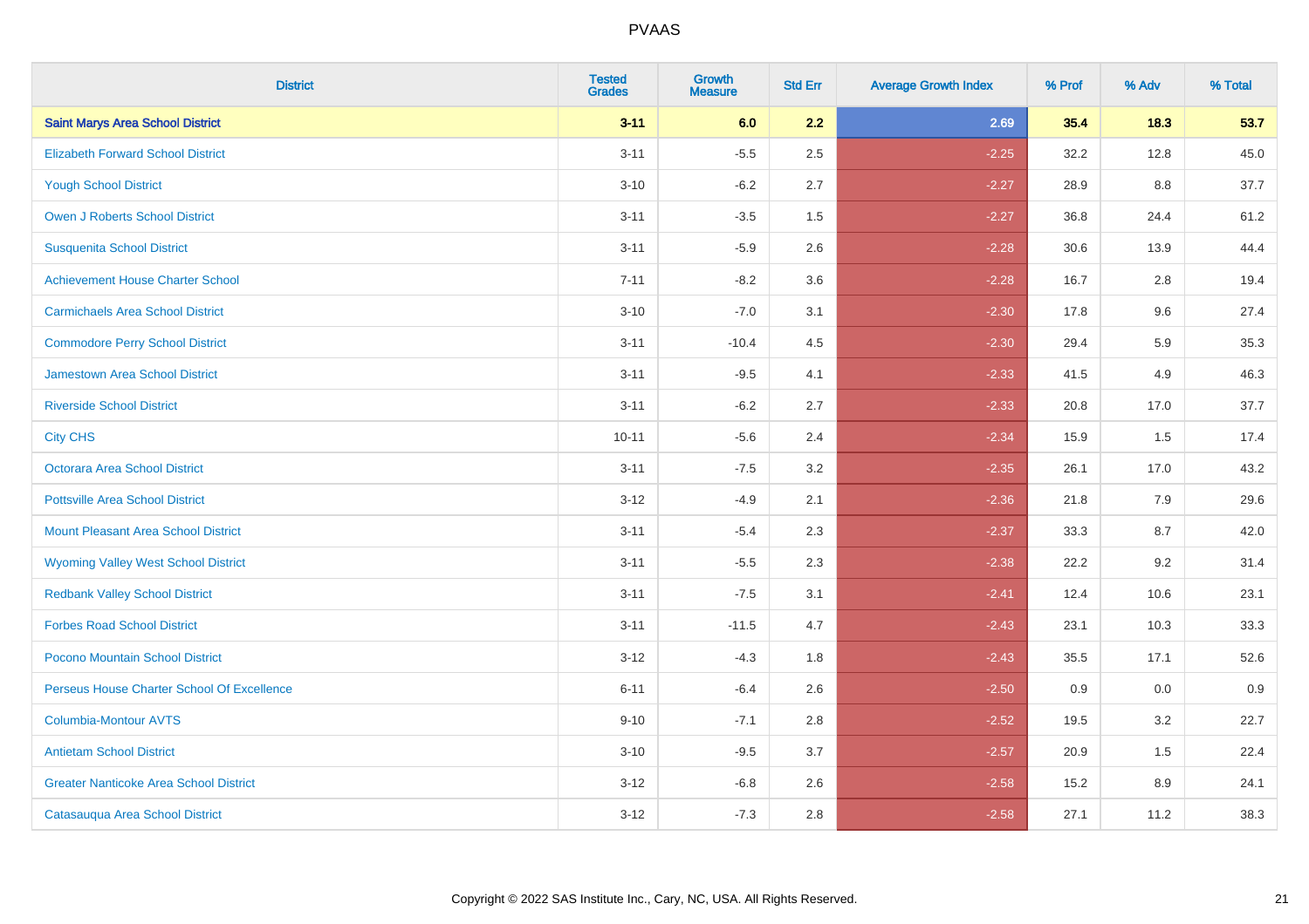# PVAAS

| District | Tested Grades | Growth Measure | Std Err | Average Growth Index | % Prof | % Adv | % Total |
|---|---|---|---|---|---|---|---|
| **Saint Marys Area School District** | **3-11** | **6.0** | **2.2** | **2.69** | **35.4** | **18.3** | **53.7** |
| Elizabeth Forward School District | 3-11 | -5.5 | 2.5 | -2.25 | 32.2 | 12.8 | 45.0 |
| Yough School District | 3-10 | -6.2 | 2.7 | -2.27 | 28.9 | 8.8 | 37.7 |
| Owen J Roberts School District | 3-11 | -3.5 | 1.5 | -2.27 | 36.8 | 24.4 | 61.2 |
| Susquenita School District | 3-11 | -5.9 | 2.6 | -2.28 | 30.6 | 13.9 | 44.4 |
| Achievement House Charter School | 7-11 | -8.2 | 3.6 | -2.28 | 16.7 | 2.8 | 19.4 |
| Carmichaels Area School District | 3-10 | -7.0 | 3.1 | -2.30 | 17.8 | 9.6 | 27.4 |
| Commodore Perry School District | 3-11 | -10.4 | 4.5 | -2.30 | 29.4 | 5.9 | 35.3 |
| Jamestown Area School District | 3-11 | -9.5 | 4.1 | -2.33 | 41.5 | 4.9 | 46.3 |
| Riverside School District | 3-11 | -6.2 | 2.7 | -2.33 | 20.8 | 17.0 | 37.7 |
| City CHS | 10-11 | -5.6 | 2.4 | -2.34 | 15.9 | 1.5 | 17.4 |
| Octorara Area School District | 3-11 | -7.5 | 3.2 | -2.35 | 26.1 | 17.0 | 43.2 |
| Pottsville Area School District | 3-12 | -4.9 | 2.1 | -2.36 | 21.8 | 7.9 | 29.6 |
| Mount Pleasant Area School District | 3-11 | -5.4 | 2.3 | -2.37 | 33.3 | 8.7 | 42.0 |
| Wyoming Valley West School District | 3-11 | -5.5 | 2.3 | -2.38 | 22.2 | 9.2 | 31.4 |
| Redbank Valley School District | 3-11 | -7.5 | 3.1 | -2.41 | 12.4 | 10.6 | 23.1 |
| Forbes Road School District | 3-11 | -11.5 | 4.7 | -2.43 | 23.1 | 10.3 | 33.3 |
| Pocono Mountain School District | 3-12 | -4.3 | 1.8 | -2.43 | 35.5 | 17.1 | 52.6 |
| Perseus House Charter School Of Excellence | 6-11 | -6.4 | 2.6 | -2.50 | 0.9 | 0.0 | 0.9 |
| Columbia-Montour AVTS | 9-10 | -7.1 | 2.8 | -2.52 | 19.5 | 3.2 | 22.7 |
| Antietam School District | 3-10 | -9.5 | 3.7 | -2.57 | 20.9 | 1.5 | 22.4 |
| Greater Nanticoke Area School District | 3-12 | -6.8 | 2.6 | -2.58 | 15.2 | 8.9 | 24.1 |
| Catasauqua Area School District | 3-12 | -7.3 | 2.8 | -2.58 | 27.1 | 11.2 | 38.3 |

Copyright © 2022 SAS Institute Inc., Cary, NC, USA. All Rights Reserved.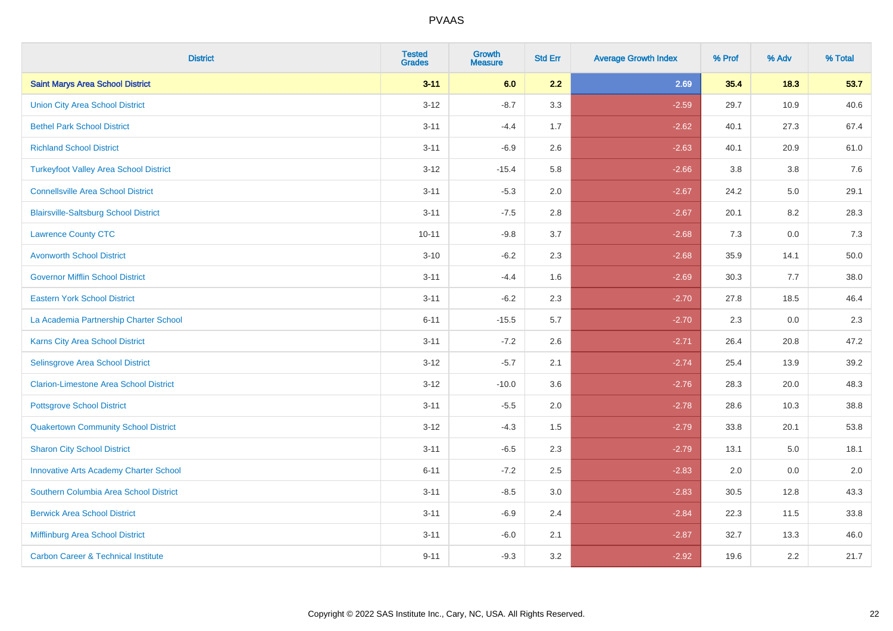| District | Tested Grades | Growth Measure | Std Err | Average Growth Index | % Prof | % Adv | % Total |
|---|---|---|---|---|---|---|---|
| **Saint Marys Area School District** | **3-11** | **6.0** | **2.2** | **2.69** | **35.4** | **18.3** | **53.7** |
| Union City Area School District | 3-12 | -8.7 | 3.3 | -2.59 | 29.7 | 10.9 | 40.6 |
| Bethel Park School District | 3-11 | -4.4 | 1.7 | -2.62 | 40.1 | 27.3 | 67.4 |
| Richland School District | 3-11 | -6.9 | 2.6 | -2.63 | 40.1 | 20.9 | 61.0 |
| Turkeyfoot Valley Area School District | 3-12 | -15.4 | 5.8 | -2.66 | 3.8 | 3.8 | 7.6 |
| Connellsville Area School District | 3-11 | -5.3 | 2.0 | -2.67 | 24.2 | 5.0 | 29.1 |
| Blairsville-Saltsburg School District | 3-11 | -7.5 | 2.8 | -2.67 | 20.1 | 8.2 | 28.3 |
| Lawrence County CTC | 10-11 | -9.8 | 3.7 | -2.68 | 7.3 | 0.0 | 7.3 |
| Avonworth School District | 3-10 | -6.2 | 2.3 | -2.68 | 35.9 | 14.1 | 50.0 |
| Governor Mifflin School District | 3-11 | -4.4 | 1.6 | -2.69 | 30.3 | 7.7 | 38.0 |
| Eastern York School District | 3-11 | -6.2 | 2.3 | -2.70 | 27.8 | 18.5 | 46.4 |
| La Academia Partnership Charter School | 6-11 | -15.5 | 5.7 | -2.70 | 2.3 | 0.0 | 2.3 |
| Karns City Area School District | 3-11 | -7.2 | 2.6 | -2.71 | 26.4 | 20.8 | 47.2 |
| Selinsgrove Area School District | 3-12 | -5.7 | 2.1 | -2.74 | 25.4 | 13.9 | 39.2 |
| Clarion-Limestone Area School District | 3-12 | -10.0 | 3.6 | -2.76 | 28.3 | 20.0 | 48.3 |
| Pottsgrove School District | 3-11 | -5.5 | 2.0 | -2.78 | 28.6 | 10.3 | 38.8 |
| Quakertown Community School District | 3-12 | -4.3 | 1.5 | -2.79 | 33.8 | 20.1 | 53.8 |
| Sharon City School District | 3-11 | -6.5 | 2.3 | -2.79 | 13.1 | 5.0 | 18.1 |
| Innovative Arts Academy Charter School | 6-11 | -7.2 | 2.5 | -2.83 | 2.0 | 0.0 | 2.0 |
| Southern Columbia Area School District | 3-11 | -8.5 | 3.0 | -2.83 | 30.5 | 12.8 | 43.3 |
| Berwick Area School District | 3-11 | -6.9 | 2.4 | -2.84 | 22.3 | 11.5 | 33.8 |
| Mifflinburg Area School District | 3-11 | -6.0 | 2.1 | -2.87 | 32.7 | 13.3 | 46.0 |
| Carbon Career & Technical Institute | 9-11 | -9.3 | 3.2 | -2.92 | 19.6 | 2.2 | 21.7 |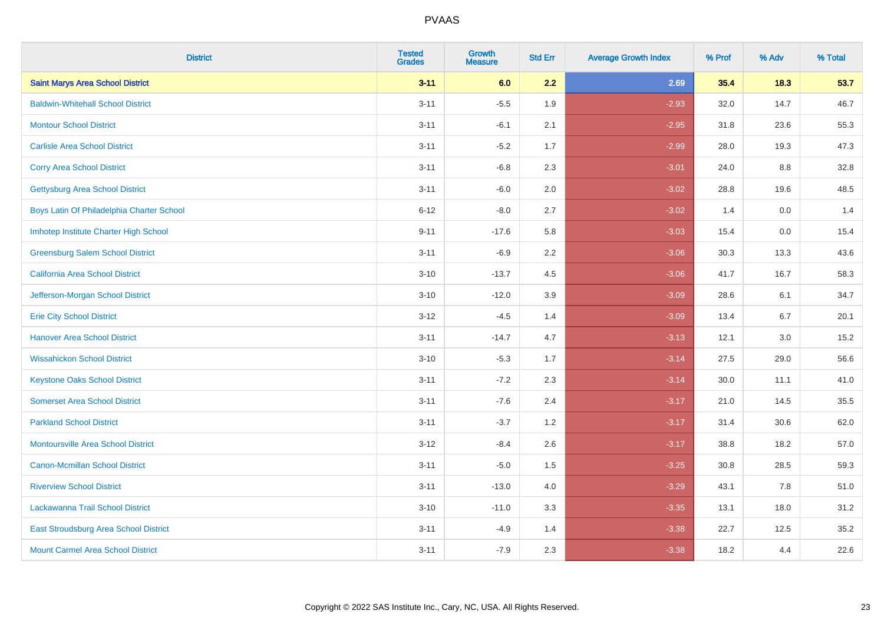# PVAAS

| District | Tested Grades | Growth Measure | Std Err | Average Growth Index | % Prof | % Adv | % Total |
|---|---|---|---|---|---|---|---|
| **Saint Marys Area School District** | **3-11** | **6.0** | **2.2** | **2.69** | **35.4** | **18.3** | **53.7** |
| Baldwin-Whitehall School District | 3-11 | -5.5 | 1.9 | -2.93 | 32.0 | 14.7 | 46.7 |
| Montour School District | 3-11 | -6.1 | 2.1 | -2.95 | 31.8 | 23.6 | 55.3 |
| Carlisle Area School District | 3-11 | -5.2 | 1.7 | -2.99 | 28.0 | 19.3 | 47.3 |
| Corry Area School District | 3-11 | -6.8 | 2.3 | -3.01 | 24.0 | 8.8 | 32.8 |
| Gettysburg Area School District | 3-11 | -6.0 | 2.0 | -3.02 | 28.8 | 19.6 | 48.5 |
| Boys Latin Of Philadelphia Charter School | 6-12 | -8.0 | 2.7 | -3.02 | 1.4 | 0.0 | 1.4 |
| Imhotep Institute Charter High School | 9-11 | -17.6 | 5.8 | -3.03 | 15.4 | 0.0 | 15.4 |
| Greensburg Salem School District | 3-11 | -6.9 | 2.2 | -3.06 | 30.3 | 13.3 | 43.6 |
| California Area School District | 3-10 | -13.7 | 4.5 | -3.06 | 41.7 | 16.7 | 58.3 |
| Jefferson-Morgan School District | 3-10 | -12.0 | 3.9 | -3.09 | 28.6 | 6.1 | 34.7 |
| Erie City School District | 3-12 | -4.5 | 1.4 | -3.09 | 13.4 | 6.7 | 20.1 |
| Hanover Area School District | 3-11 | -14.7 | 4.7 | -3.13 | 12.1 | 3.0 | 15.2 |
| Wissahickon School District | 3-10 | -5.3 | 1.7 | -3.14 | 27.5 | 29.0 | 56.6 |
| Keystone Oaks School District | 3-11 | -7.2 | 2.3 | -3.14 | 30.0 | 11.1 | 41.0 |
| Somerset Area School District | 3-11 | -7.6 | 2.4 | -3.17 | 21.0 | 14.5 | 35.5 |
| Parkland School District | 3-11 | -3.7 | 1.2 | -3.17 | 31.4 | 30.6 | 62.0 |
| Montoursville Area School District | 3-12 | -8.4 | 2.6 | -3.17 | 38.8 | 18.2 | 57.0 |
| Canon-Mcmillan School District | 3-11 | -5.0 | 1.5 | -3.25 | 30.8 | 28.5 | 59.3 |
| Riverview School District | 3-11 | -13.0 | 4.0 | -3.29 | 43.1 | 7.8 | 51.0 |
| Lackawanna Trail School District | 3-10 | -11.0 | 3.3 | -3.35 | 13.1 | 18.0 | 31.2 |
| East Stroudsburg Area School District | 3-11 | -4.9 | 1.4 | -3.38 | 22.7 | 12.5 | 35.2 |
| Mount Carmel Area School District | 3-11 | -7.9 | 2.3 | -3.38 | 18.2 | 4.4 | 22.6 |

Copyright © 2022 SAS Institute Inc., Cary, NC, USA. All Rights Reserved.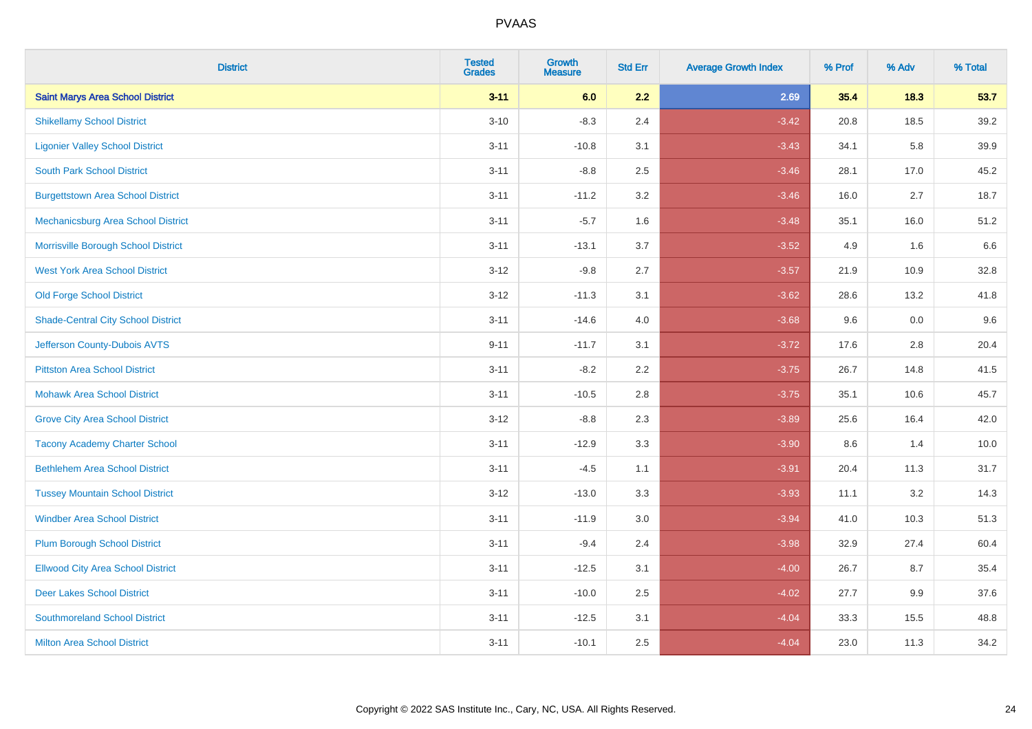| District | Tested Grades | Growth Measure | Std Err | Average Growth Index | % Prof | % Adv | % Total |
|---|---|---|---|---|---|---|---|
| **Saint Marys Area School District** | **3-11** | **6.0** | **2.2** | **2.69** | **35.4** | **18.3** | **53.7** |
| Shikellamy School District | 3-10 | -8.3 | 2.4 | -3.42 | 20.8 | 18.5 | 39.2 |
| Ligonier Valley School District | 3-11 | -10.8 | 3.1 | -3.43 | 34.1 | 5.8 | 39.9 |
| South Park School District | 3-11 | -8.8 | 2.5 | -3.46 | 28.1 | 17.0 | 45.2 |
| Burgettstown Area School District | 3-11 | -11.2 | 3.2 | -3.46 | 16.0 | 2.7 | 18.7 |
| Mechanicsburg Area School District | 3-11 | -5.7 | 1.6 | -3.48 | 35.1 | 16.0 | 51.2 |
| Morrisville Borough School District | 3-11 | -13.1 | 3.7 | -3.52 | 4.9 | 1.6 | 6.6 |
| West York Area School District | 3-12 | -9.8 | 2.7 | -3.57 | 21.9 | 10.9 | 32.8 |
| Old Forge School District | 3-12 | -11.3 | 3.1 | -3.62 | 28.6 | 13.2 | 41.8 |
| Shade-Central City School District | 3-11 | -14.6 | 4.0 | -3.68 | 9.6 | 0.0 | 9.6 |
| Jefferson County-Dubois AVTS | 9-11 | -11.7 | 3.1 | -3.72 | 17.6 | 2.8 | 20.4 |
| Pittston Area School District | 3-11 | -8.2 | 2.2 | -3.75 | 26.7 | 14.8 | 41.5 |
| Mohawk Area School District | 3-11 | -10.5 | 2.8 | -3.75 | 35.1 | 10.6 | 45.7 |
| Grove City Area School District | 3-12 | -8.8 | 2.3 | -3.89 | 25.6 | 16.4 | 42.0 |
| Tacony Academy Charter School | 3-11 | -12.9 | 3.3 | -3.90 | 8.6 | 1.4 | 10.0 |
| Bethlehem Area School District | 3-11 | -4.5 | 1.1 | -3.91 | 20.4 | 11.3 | 31.7 |
| Tussey Mountain School District | 3-12 | -13.0 | 3.3 | -3.93 | 11.1 | 3.2 | 14.3 |
| Windber Area School District | 3-11 | -11.9 | 3.0 | -3.94 | 41.0 | 10.3 | 51.3 |
| Plum Borough School District | 3-11 | -9.4 | 2.4 | -3.98 | 32.9 | 27.4 | 60.4 |
| Ellwood City Area School District | 3-11 | -12.5 | 3.1 | -4.00 | 26.7 | 8.7 | 35.4 |
| Deer Lakes School District | 3-11 | -10.0 | 2.5 | -4.02 | 27.7 | 9.9 | 37.6 |
| Southmoreland School District | 3-11 | -12.5 | 3.1 | -4.04 | 33.3 | 15.5 | 48.8 |
| Milton Area School District | 3-11 | -10.1 | 2.5 | -4.04 | 23.0 | 11.3 | 34.2 |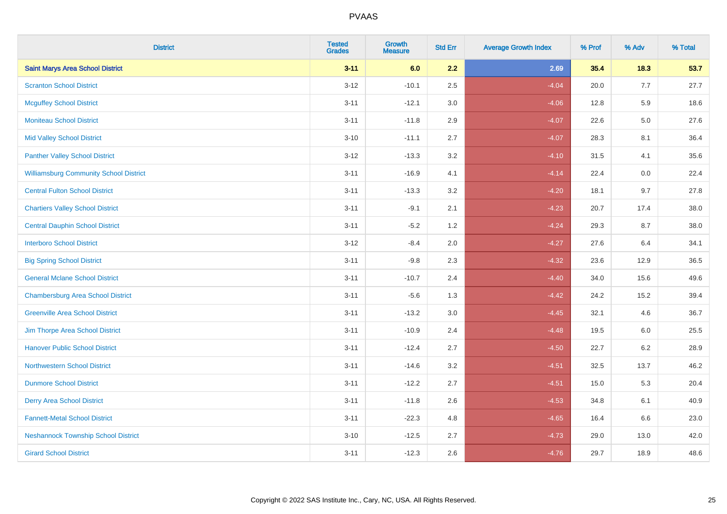# PVAAS

| District | Tested Grades | Growth Measure | Std Err | Average Growth Index | % Prof | % Adv | % Total |
|---|---|---|---|---|---|---|---|
| **Saint Marys Area School District** | **3-11** | **6.0** | **2.2** | **2.69** | **35.4** | **18.3** | **53.7** |
| Scranton School District | 3-12 | -10.1 | 2.5 | -4.04 | 20.0 | 7.7 | 27.7 |
| Mcguffey School District | 3-11 | -12.1 | 3.0 | -4.06 | 12.8 | 5.9 | 18.6 |
| Moniteau School District | 3-11 | -11.8 | 2.9 | -4.07 | 22.6 | 5.0 | 27.6 |
| Mid Valley School District | 3-10 | -11.1 | 2.7 | -4.07 | 28.3 | 8.1 | 36.4 |
| Panther Valley School District | 3-12 | -13.3 | 3.2 | -4.10 | 31.5 | 4.1 | 35.6 |
| Williamsburg Community School District | 3-11 | -16.9 | 4.1 | -4.14 | 22.4 | 0.0 | 22.4 |
| Central Fulton School District | 3-11 | -13.3 | 3.2 | -4.20 | 18.1 | 9.7 | 27.8 |
| Chartiers Valley School District | 3-11 | -9.1 | 2.1 | -4.23 | 20.7 | 17.4 | 38.0 |
| Central Dauphin School District | 3-11 | -5.2 | 1.2 | -4.24 | 29.3 | 8.7 | 38.0 |
| Interboro School District | 3-12 | -8.4 | 2.0 | -4.27 | 27.6 | 6.4 | 34.1 |
| Big Spring School District | 3-11 | -9.8 | 2.3 | -4.32 | 23.6 | 12.9 | 36.5 |
| General Mclane School District | 3-11 | -10.7 | 2.4 | -4.40 | 34.0 | 15.6 | 49.6 |
| Chambersburg Area School District | 3-11 | -5.6 | 1.3 | -4.42 | 24.2 | 15.2 | 39.4 |
| Greenville Area School District | 3-11 | -13.2 | 3.0 | -4.45 | 32.1 | 4.6 | 36.7 |
| Jim Thorpe Area School District | 3-11 | -10.9 | 2.4 | -4.48 | 19.5 | 6.0 | 25.5 |
| Hanover Public School District | 3-11 | -12.4 | 2.7 | -4.50 | 22.7 | 6.2 | 28.9 |
| Northwestern School District | 3-11 | -14.6 | 3.2 | -4.51 | 32.5 | 13.7 | 46.2 |
| Dunmore School District | 3-11 | -12.2 | 2.7 | -4.51 | 15.0 | 5.3 | 20.4 |
| Derry Area School District | 3-11 | -11.8 | 2.6 | -4.53 | 34.8 | 6.1 | 40.9 |
| Fannett-Metal School District | 3-11 | -22.3 | 4.8 | -4.65 | 16.4 | 6.6 | 23.0 |
| Neshannock Township School District | 3-10 | -12.5 | 2.7 | -4.73 | 29.0 | 13.0 | 42.0 |
| Girard School District | 3-11 | -12.3 | 2.6 | -4.76 | 29.7 | 18.9 | 48.6 |

Copyright © 2022 SAS Institute Inc., Cary, NC, USA. All Rights Reserved.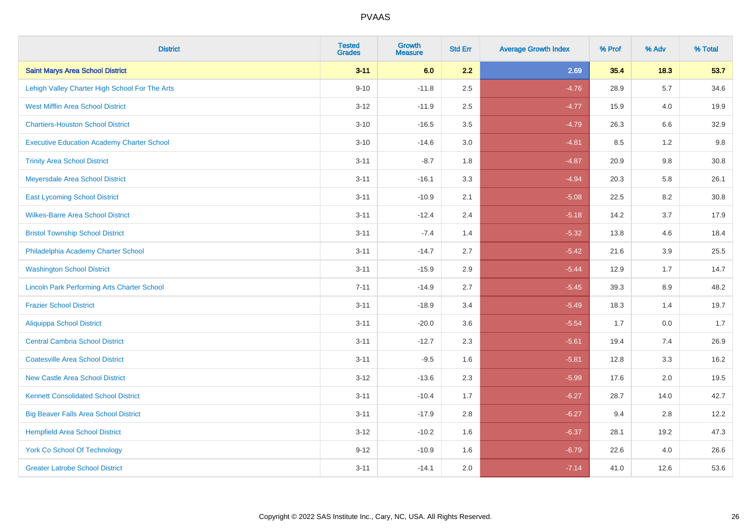# PVAAS

| District | Tested Grades | Growth Measure | Std Err | Average Growth Index | % Prof | % Adv | % Total |
|---|---|---|---|---|---|---|---|
| **Saint Marys Area School District** | **3-11** | **6.0** | **2.2** | **2.69** | **35.4** | **18.3** | **53.7** |
| Lehigh Valley Charter High School For The Arts | 9-10 | -11.8 | 2.5 | -4.76 | 28.9 | 5.7 | 34.6 |
| West Mifflin Area School District | 3-12 | -11.9 | 2.5 | -4.77 | 15.9 | 4.0 | 19.9 |
| Chartiers-Houston School District | 3-10 | -16.5 | 3.5 | -4.79 | 26.3 | 6.6 | 32.9 |
| Executive Education Academy Charter School | 3-10 | -14.6 | 3.0 | -4.81 | 8.5 | 1.2 | 9.8 |
| Trinity Area School District | 3-11 | -8.7 | 1.8 | -4.87 | 20.9 | 9.8 | 30.8 |
| Meyersdale Area School District | 3-11 | -16.1 | 3.3 | -4.94 | 20.3 | 5.8 | 26.1 |
| East Lycoming School District | 3-11 | -10.9 | 2.1 | -5.08 | 22.5 | 8.2 | 30.8 |
| Wilkes-Barre Area School District | 3-11 | -12.4 | 2.4 | -5.18 | 14.2 | 3.7 | 17.9 |
| Bristol Township School District | 3-11 | -7.4 | 1.4 | -5.32 | 13.8 | 4.6 | 18.4 |
| Philadelphia Academy Charter School | 3-11 | -14.7 | 2.7 | -5.42 | 21.6 | 3.9 | 25.5 |
| Washington School District | 3-11 | -15.9 | 2.9 | -5.44 | 12.9 | 1.7 | 14.7 |
| Lincoln Park Performing Arts Charter School | 7-11 | -14.9 | 2.7 | -5.45 | 39.3 | 8.9 | 48.2 |
| Frazier School District | 3-11 | -18.9 | 3.4 | -5.49 | 18.3 | 1.4 | 19.7 |
| Aliquippa School District | 3-11 | -20.0 | 3.6 | -5.54 | 1.7 | 0.0 | 1.7 |
| Central Cambria School District | 3-11 | -12.7 | 2.3 | -5.61 | 19.4 | 7.4 | 26.9 |
| Coatesville Area School District | 3-11 | -9.5 | 1.6 | -5.81 | 12.8 | 3.3 | 16.2 |
| New Castle Area School District | 3-12 | -13.6 | 2.3 | -5.99 | 17.6 | 2.0 | 19.5 |
| Kennett Consolidated School District | 3-11 | -10.4 | 1.7 | -6.27 | 28.7 | 14.0 | 42.7 |
| Big Beaver Falls Area School District | 3-11 | -17.9 | 2.8 | -6.27 | 9.4 | 2.8 | 12.2 |
| Hempfield Area School District | 3-12 | -10.2 | 1.6 | -6.37 | 28.1 | 19.2 | 47.3 |
| York Co School Of Technology | 9-12 | -10.9 | 1.6 | -6.79 | 22.6 | 4.0 | 26.6 |
| Greater Latrobe School District | 3-11 | -14.1 | 2.0 | -7.14 | 41.0 | 12.6 | 53.6 |

Copyright © 2022 SAS Institute Inc., Cary, NC, USA. All Rights Reserved.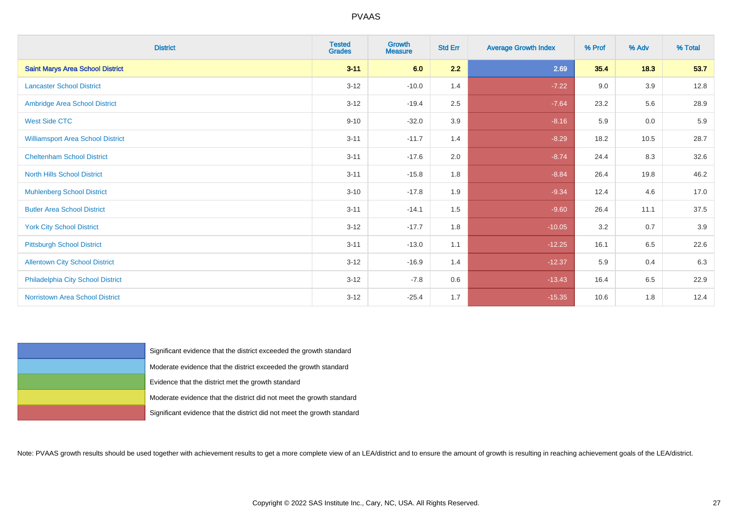PVAAS

| District | Tested Grades | Growth Measure | Std Err | Average Growth Index | % Prof | % Adv | % Total |
|---|---|---|---|---|---|---|---|
| **Saint Marys Area School District** | **3-11** | **6.0** | **2.2** | **2.69** | **35.4** | **18.3** | **53.7** |
| Lancaster School District | 3-12 | -10.0 | 1.4 | -7.22 | 9.0 | 3.9 | 12.8 |
| Ambridge Area School District | 3-12 | -19.4 | 2.5 | -7.64 | 23.2 | 5.6 | 28.9 |
| West Side CTC | 9-10 | -32.0 | 3.9 | -8.16 | 5.9 | 0.0 | 5.9 |
| Williamsport Area School District | 3-11 | -11.7 | 1.4 | -8.29 | 18.2 | 10.5 | 28.7 |
| Cheltenham School District | 3-11 | -17.6 | 2.0 | -8.74 | 24.4 | 8.3 | 32.6 |
| North Hills School District | 3-11 | -15.8 | 1.8 | -8.84 | 26.4 | 19.8 | 46.2 |
| Muhlenberg School District | 3-10 | -17.8 | 1.9 | -9.34 | 12.4 | 4.6 | 17.0 |
| Butler Area School District | 3-11 | -14.1 | 1.5 | -9.60 | 26.4 | 11.1 | 37.5 |
| York City School District | 3-12 | -17.7 | 1.8 | -10.05 | 3.2 | 0.7 | 3.9 |
| Pittsburgh School District | 3-11 | -13.0 | 1.1 | -12.25 | 16.1 | 6.5 | 22.6 |
| Allentown City School District | 3-12 | -16.9 | 1.4 | -12.37 | 5.9 | 0.4 | 6.3 |
| Philadelphia City School District | 3-12 | -7.8 | 0.6 | -13.43 | 16.4 | 6.5 | 22.9 |
| Norristown Area School District | 3-12 | -25.4 | 1.7 | -15.35 | 10.6 | 1.8 | 12.4 |

Significant evidence that the district exceeded the growth standard

Moderate evidence that the district exceeded the growth standard

Evidence that the district met the growth standard

Moderate evidence that the district did not meet the growth standard

Significant evidence that the district did not meet the growth standard

Note: PVAAS growth results should be used together with achievement results to get a more complete view of an LEA/district and to ensure the amount of growth is resulting in reaching achievement goals of the LEA/district.

Copyright © 2022 SAS Institute Inc., Cary, NC, USA. All Rights Reserved.